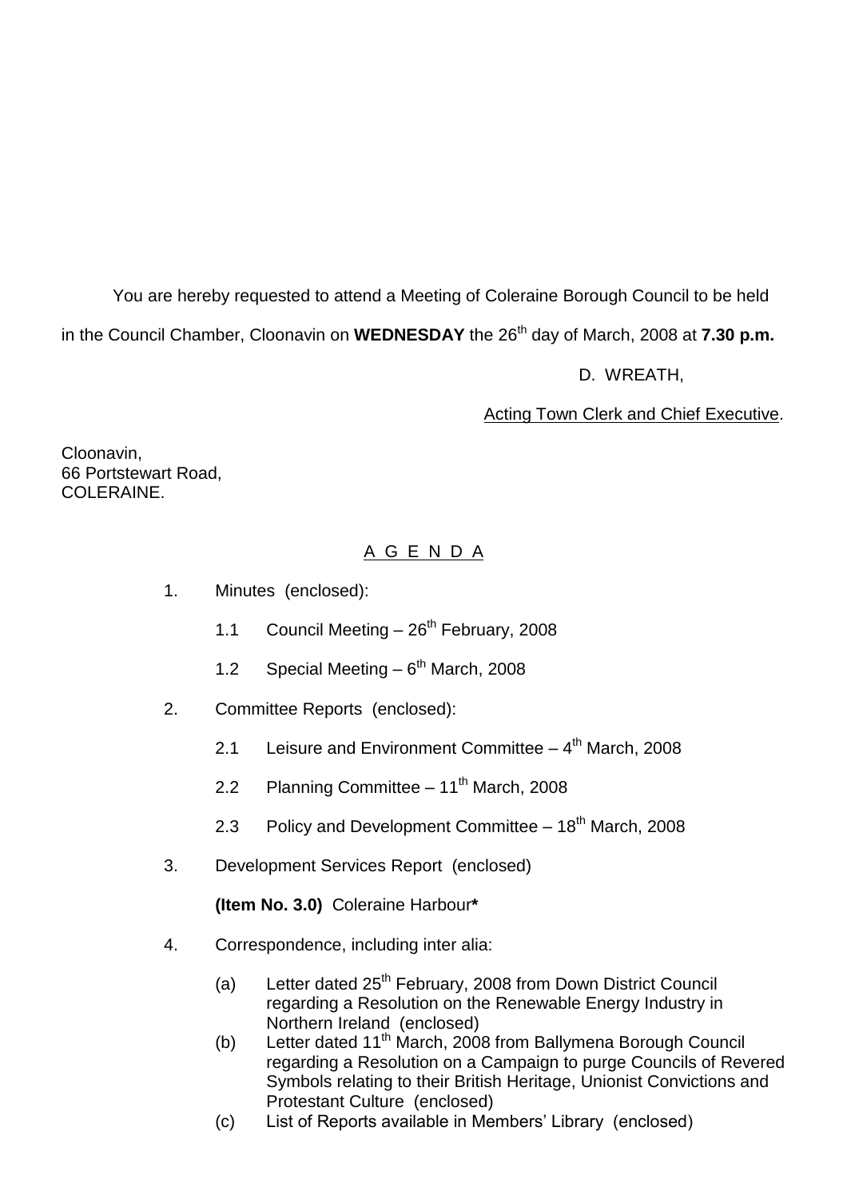You are hereby requested to attend a Meeting of Coleraine Borough Council to be held in the Council Chamber, Cloonavin on **WEDNESDAY** the 26th day of March, 2008 at **7.30 p.m.**

D. WREATH,

Acting Town Clerk and Chief Executive.

Cloonavin,
66 Portstewart Road,
COLERAINE.

## A G E N D A

1. Minutes (enclosed):

   1.1 Council Meeting – 26th February, 2008

   1.2 Special Meeting – 6th March, 2008

2. Committee Reports (enclosed):

   2.1 Leisure and Environment Committee – 4th March, 2008

   2.2 Planning Committee – 11th March, 2008

   2.3 Policy and Development Committee – 18th March, 2008

3. Development Services Report (enclosed)

   **(Item No. 3.0)** Coleraine Harbour**\***

4. Correspondence, including inter alia:

   (a) Letter dated 25th February, 2008 from Down District Council regarding a Resolution on the Renewable Energy Industry in Northern Ireland (enclosed)

   (b) Letter dated 11th March, 2008 from Ballymena Borough Council regarding a Resolution on a Campaign to purge Councils of Revered Symbols relating to their British Heritage, Unionist Convictions and Protestant Culture (enclosed)

   (c) List of Reports available in Members' Library (enclosed)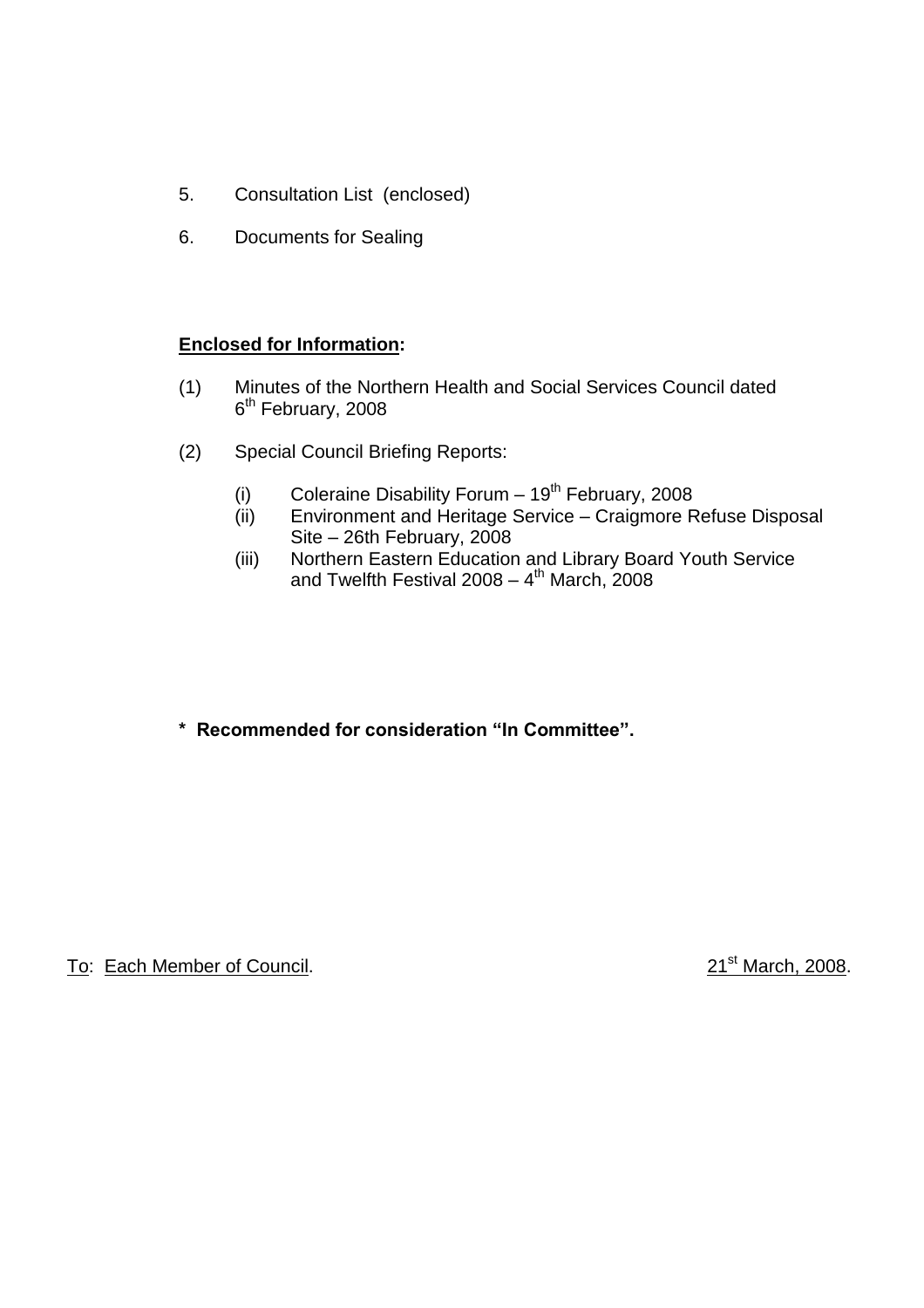5. Consultation List (enclosed)

6. Documents for Sealing

**Enclosed for Information:**

(1) Minutes of the Northern Health and Social Services Council dated 6th February, 2008

(2) Special Council Briefing Reports:

    (i) Coleraine Disability Forum – 19th February, 2008
    (ii) Environment and Heritage Service – Craigmore Refuse Disposal Site – 26th February, 2008
    (iii) Northern Eastern Education and Library Board Youth Service and Twelfth Festival 2008 – 4th March, 2008

**\* Recommended for consideration "In Committee".**

To: Each Member of Council. 21st March, 2008.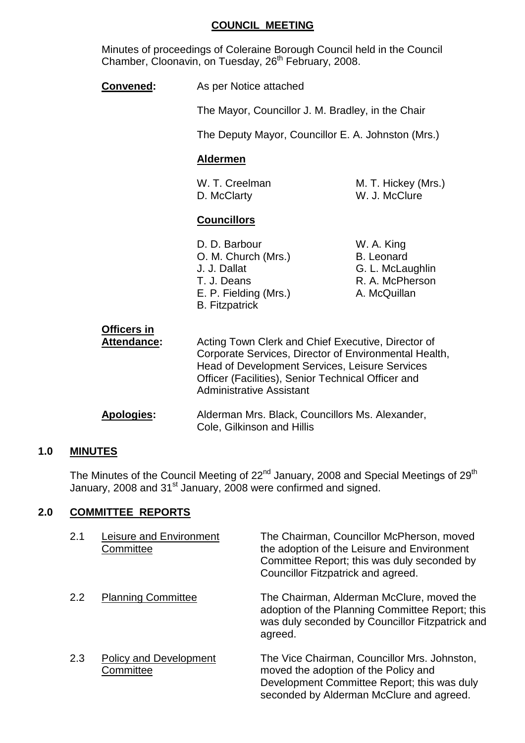# COUNCIL MEETING

Minutes of proceedings of Coleraine Borough Council held in the Council Chamber, Cloonavin, on Tuesday, 26th February, 2008.

**Convened:** As per Notice attached

The Mayor, Councillor J. M. Bradley, in the Chair

The Deputy Mayor, Councillor E. A. Johnston (Mrs.)

**Aldermen**

W. T. Creelman
M. T. Hickey (Mrs.)
D. McClarty
W. J. McClure

**Councillors**

D. D. Barbour
W. A. King
O. M. Church (Mrs.)
B. Leonard
J. J. Dallat
G. L. McLaughlin
T. J. Deans
R. A. McPherson
E. P. Fielding (Mrs.)
A. McQuillan
B. Fitzpatrick

**Officers in Attendance:** Acting Town Clerk and Chief Executive, Director of Corporate Services, Director of Environmental Health, Head of Development Services, Leisure Services Officer (Facilities), Senior Technical Officer and Administrative Assistant

**Apologies:** Alderman Mrs. Black, Councillors Ms. Alexander, Cole, Gilkinson and Hillis

## 1.0 MINUTES

The Minutes of the Council Meeting of 22nd January, 2008 and Special Meetings of 29th January, 2008 and 31st January, 2008 were confirmed and signed.

## 2.0 COMMITTEE REPORTS

2.1 Leisure and Environment Committee — The Chairman, Councillor McPherson, moved the adoption of the Leisure and Environment Committee Report; this was duly seconded by Councillor Fitzpatrick and agreed.

2.2 Planning Committee — The Chairman, Alderman McClure, moved the adoption of the Planning Committee Report; this was duly seconded by Councillor Fitzpatrick and agreed.

2.3 Policy and Development Committee — The Vice Chairman, Councillor Mrs. Johnston, moved the adoption of the Policy and Development Committee Report; this was duly seconded by Alderman McClure and agreed.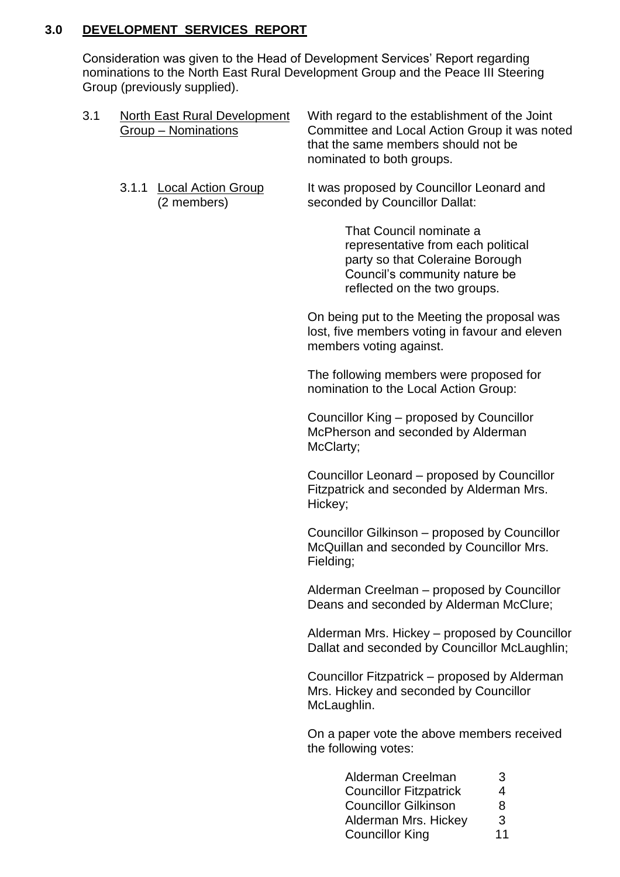## 3.0 DEVELOPMENT SERVICES REPORT

Consideration was given to the Head of Development Services' Report regarding nominations to the North East Rural Development Group and the Peace III Steering Group (previously supplied).

3.1 North East Rural Development Group – Nominations

With regard to the establishment of the Joint Committee and Local Action Group it was noted that the same members should not be nominated to both groups.

3.1.1 Local Action Group (2 members)

It was proposed by Councillor Leonard and seconded by Councillor Dallat:

> That Council nominate a representative from each political party so that Coleraine Borough Council's community nature be reflected on the two groups.

On being put to the Meeting the proposal was lost, five members voting in favour and eleven members voting against.

The following members were proposed for nomination to the Local Action Group:

Councillor King – proposed by Councillor McPherson and seconded by Alderman McClarty;

Councillor Leonard – proposed by Councillor Fitzpatrick and seconded by Alderman Mrs. Hickey;

Councillor Gilkinson – proposed by Councillor McQuillan and seconded by Councillor Mrs. Fielding;

Alderman Creelman – proposed by Councillor Deans and seconded by Alderman McClure;

Alderman Mrs. Hickey – proposed by Councillor Dallat and seconded by Councillor McLaughlin;

Councillor Fitzpatrick – proposed by Alderman Mrs. Hickey and seconded by Councillor McLaughlin.

On a paper vote the above members received the following votes:

| | |
|---|---|
| Alderman Creelman | 3 |
| Councillor Fitzpatrick | 4 |
| Councillor Gilkinson | 8 |
| Alderman Mrs. Hickey | 3 |
| Councillor King | 11 |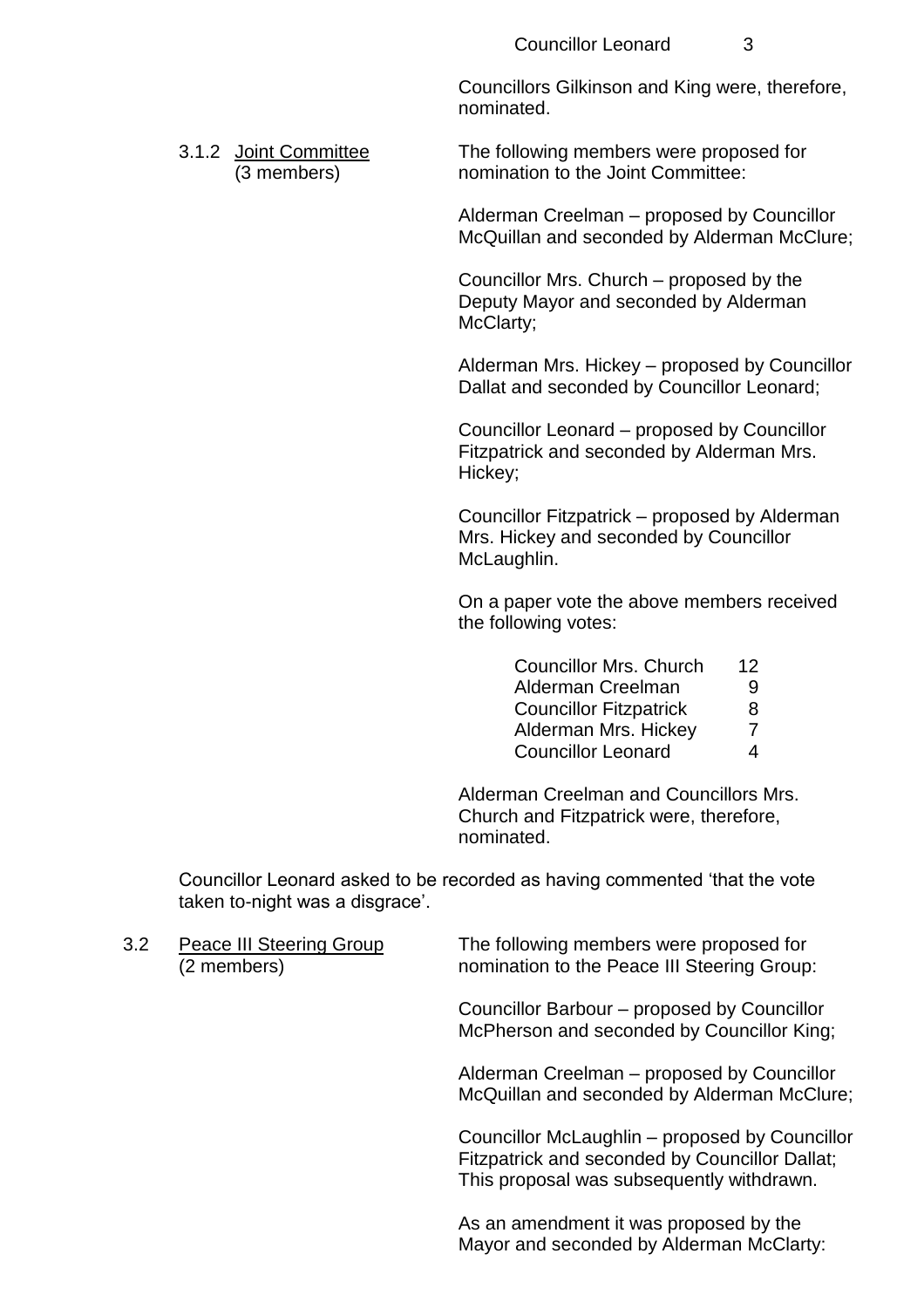| | |
|---|---|
| Councillor Leonard | 3 |

Councillors Gilkinson and King were, therefore, nominated.

3.1.2 Joint Committee (3 members)

The following members were proposed for nomination to the Joint Committee:

Alderman Creelman – proposed by Councillor McQuillan and seconded by Alderman McClure;

Councillor Mrs. Church – proposed by the Deputy Mayor and seconded by Alderman McClarty;

Alderman Mrs. Hickey – proposed by Councillor Dallat and seconded by Councillor Leonard;

Councillor Leonard – proposed by Councillor Fitzpatrick and seconded by Alderman Mrs. Hickey;

Councillor Fitzpatrick – proposed by Alderman Mrs. Hickey and seconded by Councillor McLaughlin.

On a paper vote the above members received the following votes:

| | |
|---|---|
| Councillor Mrs. Church | 12 |
| Alderman Creelman | 9 |
| Councillor Fitzpatrick | 8 |
| Alderman Mrs. Hickey | 7 |
| Councillor Leonard | 4 |

Alderman Creelman and Councillors Mrs. Church and Fitzpatrick were, therefore, nominated.

Councillor Leonard asked to be recorded as having commented 'that the vote taken to-night was a disgrace'.

3.2 Peace III Steering Group (2 members)

The following members were proposed for nomination to the Peace III Steering Group:

Councillor Barbour – proposed by Councillor McPherson and seconded by Councillor King;

Alderman Creelman – proposed by Councillor McQuillan and seconded by Alderman McClure;

Councillor McLaughlin – proposed by Councillor Fitzpatrick and seconded by Councillor Dallat; This proposal was subsequently withdrawn.

As an amendment it was proposed by the Mayor and seconded by Alderman McClarty: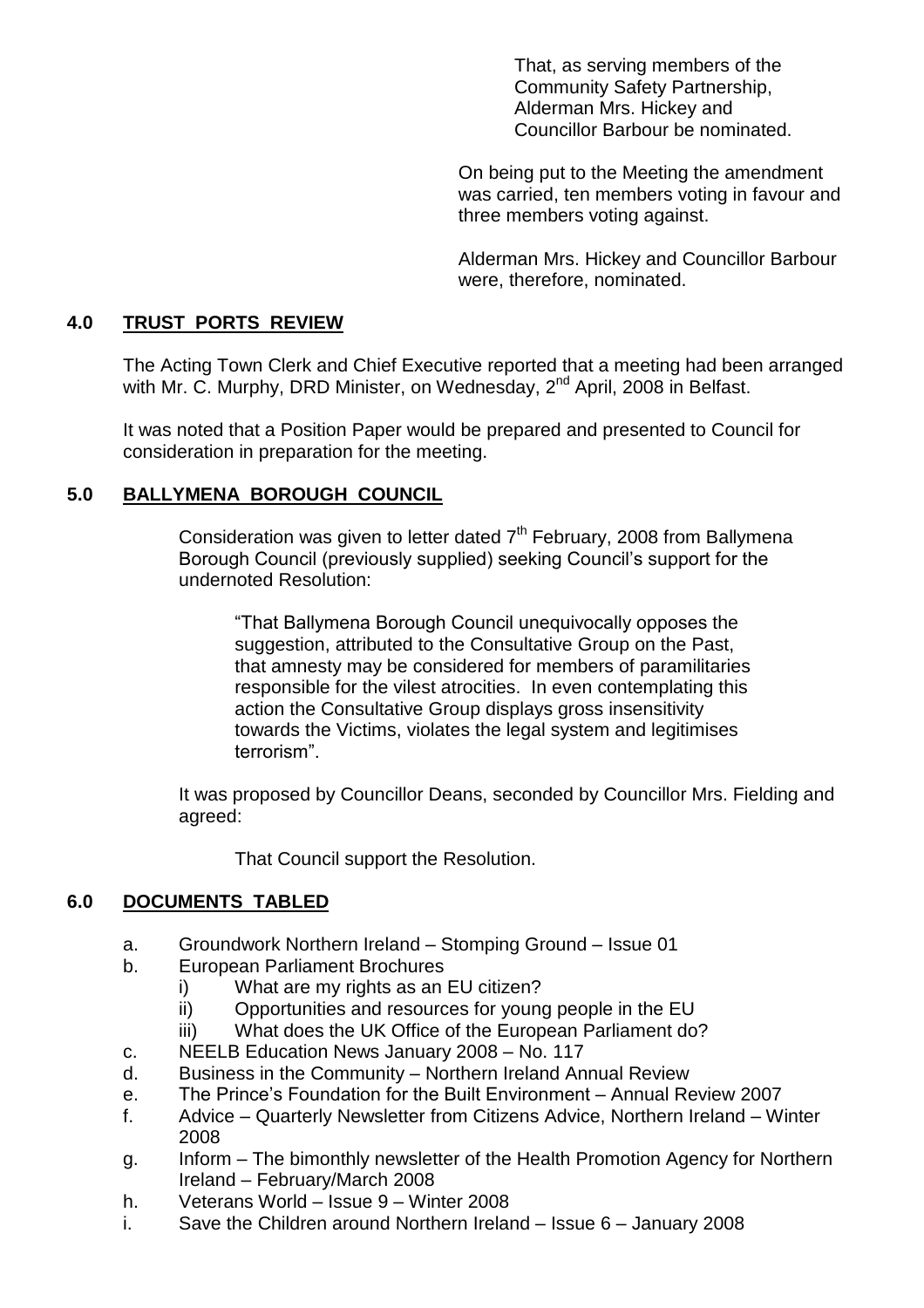That, as serving members of the Community Safety Partnership, Alderman Mrs. Hickey and Councillor Barbour be nominated.

On being put to the Meeting the amendment was carried, ten members voting in favour and three members voting against.

Alderman Mrs. Hickey and Councillor Barbour were, therefore, nominated.

## 4.0 TRUST PORTS REVIEW

The Acting Town Clerk and Chief Executive reported that a meeting had been arranged with Mr. C. Murphy, DRD Minister, on Wednesday, 2nd April, 2008 in Belfast.

It was noted that a Position Paper would be prepared and presented to Council for consideration in preparation for the meeting.

## 5.0 BALLYMENA BOROUGH COUNCIL

Consideration was given to letter dated 7th February, 2008 from Ballymena Borough Council (previously supplied) seeking Council's support for the undernoted Resolution:

"That Ballymena Borough Council unequivocally opposes the suggestion, attributed to the Consultative Group on the Past, that amnesty may be considered for members of paramilitaries responsible for the vilest atrocities. In even contemplating this action the Consultative Group displays gross insensitivity towards the Victims, violates the legal system and legitimises terrorism".

It was proposed by Councillor Deans, seconded by Councillor Mrs. Fielding and agreed:

That Council support the Resolution.

## 6.0 DOCUMENTS TABLED

a. Groundwork Northern Ireland – Stomping Ground – Issue 01
b. European Parliament Brochures
   i) What are my rights as an EU citizen?
   ii) Opportunities and resources for young people in the EU
   iii) What does the UK Office of the European Parliament do?
c. NEELB Education News January 2008 – No. 117
d. Business in the Community – Northern Ireland Annual Review
e. The Prince's Foundation for the Built Environment – Annual Review 2007
f. Advice – Quarterly Newsletter from Citizens Advice, Northern Ireland – Winter 2008
g. Inform – The bimonthly newsletter of the Health Promotion Agency for Northern Ireland – February/March 2008
h. Veterans World – Issue 9 – Winter 2008
i. Save the Children around Northern Ireland – Issue 6 – January 2008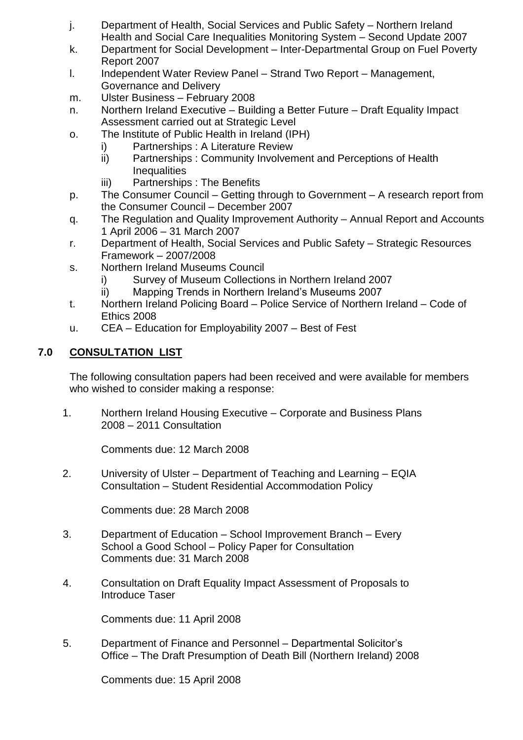j. Department of Health, Social Services and Public Safety – Northern Ireland Health and Social Care Inequalities Monitoring System – Second Update 2007
k. Department for Social Development – Inter-Departmental Group on Fuel Poverty Report 2007
l. Independent Water Review Panel – Strand Two Report – Management, Governance and Delivery
m. Ulster Business – February 2008
n. Northern Ireland Executive – Building a Better Future – Draft Equality Impact Assessment carried out at Strategic Level
o. The Institute of Public Health in Ireland (IPH)
    i) Partnerships : A Literature Review
    ii) Partnerships : Community Involvement and Perceptions of Health Inequalities
    iii) Partnerships : The Benefits
p. The Consumer Council – Getting through to Government – A research report from the Consumer Council – December 2007
q. The Regulation and Quality Improvement Authority – Annual Report and Accounts 1 April 2006 – 31 March 2007
r. Department of Health, Social Services and Public Safety – Strategic Resources Framework – 2007/2008
s. Northern Ireland Museums Council
    i) Survey of Museum Collections in Northern Ireland 2007
    ii) Mapping Trends in Northern Ireland's Museums 2007
t. Northern Ireland Policing Board – Police Service of Northern Ireland – Code of Ethics 2008
u. CEA – Education for Employability 2007 – Best of Fest

## 7.0 CONSULTATION LIST

The following consultation papers had been received and were available for members who wished to consider making a response:

1. Northern Ireland Housing Executive – Corporate and Business Plans 2008 – 2011 Consultation

   Comments due: 12 March 2008

2. University of Ulster – Department of Teaching and Learning – EQIA Consultation – Student Residential Accommodation Policy

   Comments due: 28 March 2008

3. Department of Education – School Improvement Branch – Every School a Good School – Policy Paper for Consultation
   Comments due: 31 March 2008

4. Consultation on Draft Equality Impact Assessment of Proposals to Introduce Taser

   Comments due: 11 April 2008

5. Department of Finance and Personnel – Departmental Solicitor's Office – The Draft Presumption of Death Bill (Northern Ireland) 2008

   Comments due: 15 April 2008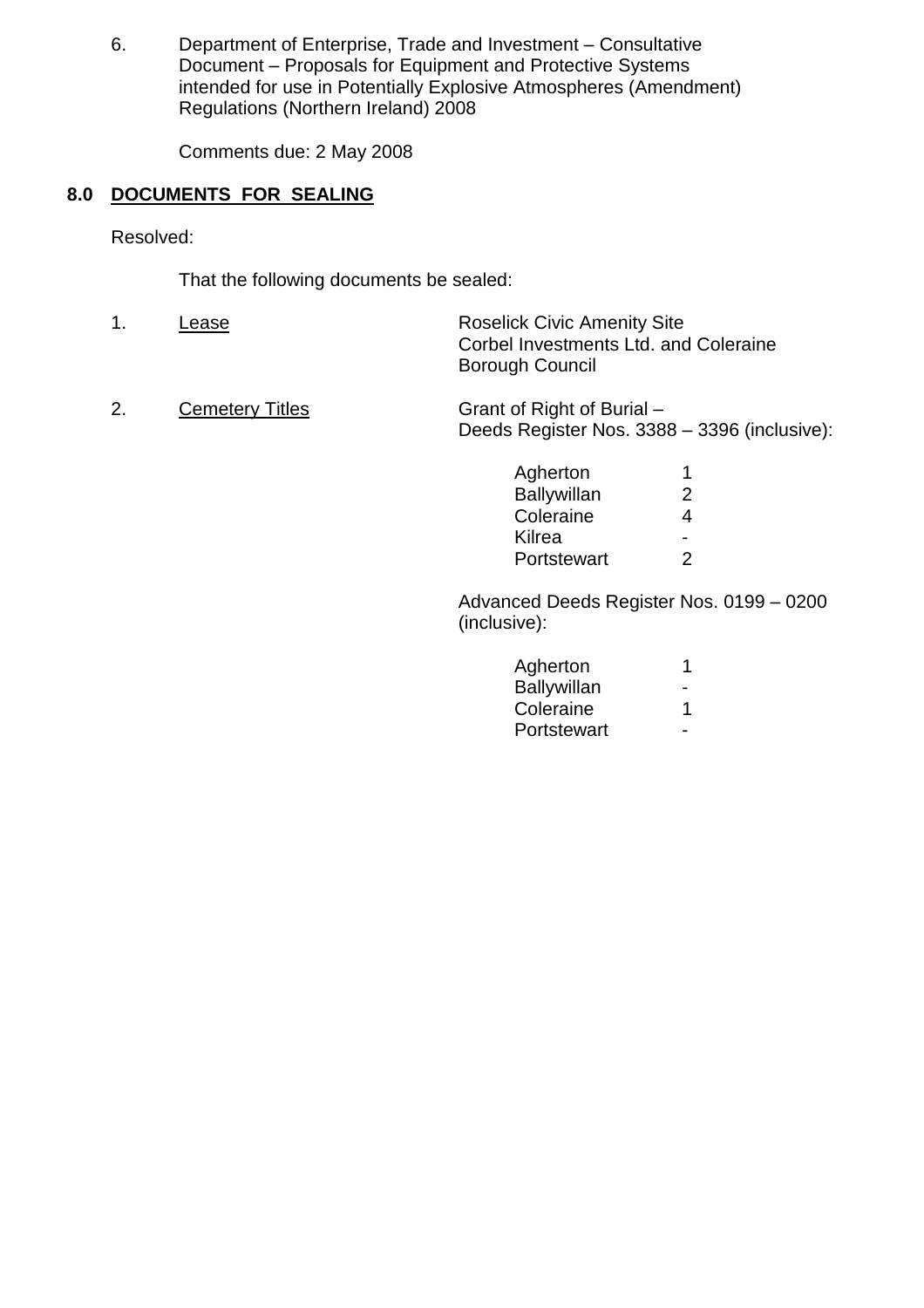6. Department of Enterprise, Trade and Investment – Consultative Document – Proposals for Equipment and Protective Systems intended for use in Potentially Explosive Atmospheres (Amendment) Regulations (Northern Ireland) 2008

   Comments due: 2 May 2008

## 8.0 DOCUMENTS FOR SEALING

Resolved:

That the following documents be sealed:

1. Lease — Roselick Civic Amenity Site, Corbel Investments Ltd. and Coleraine Borough Council

2. Cemetery Titles — Grant of Right of Burial – Deeds Register Nos. 3388 – 3396 (inclusive):

| | |
|---|---|
| Agherton | 1 |
| Ballywillan | 2 |
| Coleraine | 4 |
| Kilrea | - |
| Portstewart | 2 |

Advanced Deeds Register Nos. 0199 – 0200 (inclusive):

| | |
|---|---|
| Agherton | 1 |
| Ballywillan | - |
| Coleraine | 1 |
| Portstewart | - |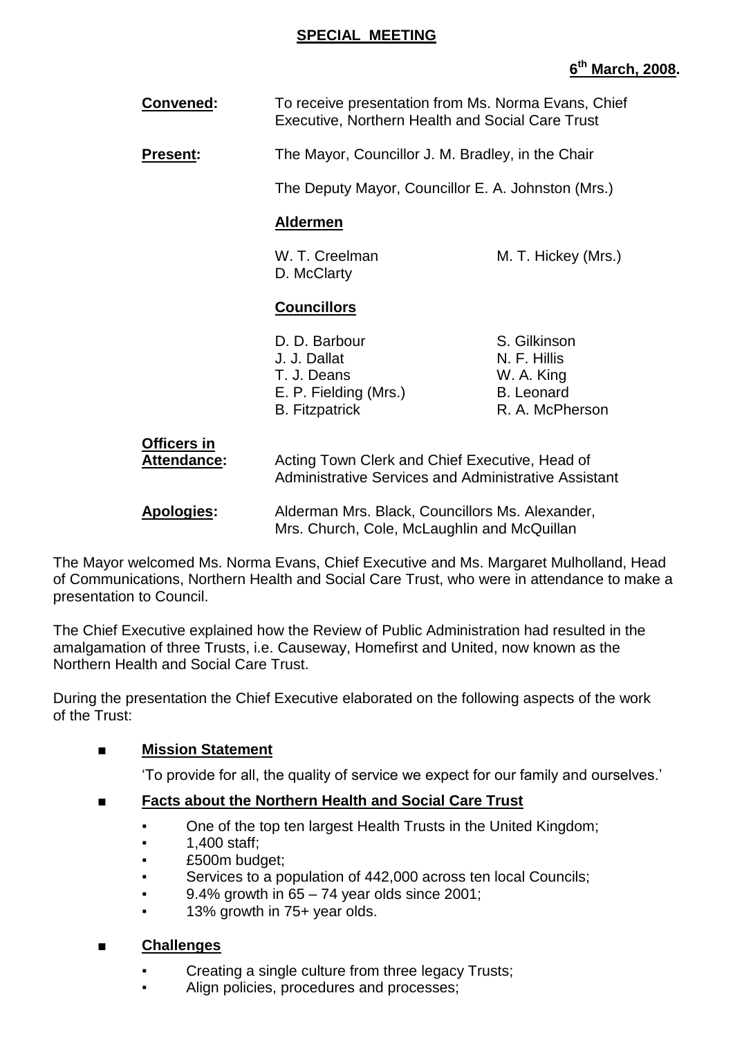**SPECIAL MEETING**

**6th March, 2008.**

**Convened:** To receive presentation from Ms. Norma Evans, Chief Executive, Northern Health and Social Care Trust

**Present:** The Mayor, Councillor J. M. Bradley, in the Chair

The Deputy Mayor, Councillor E. A. Johnston (Mrs.)

**Aldermen**

W. T. Creelman
M. T. Hickey (Mrs.)
D. McClarty

**Councillors**

D. D. Barbour
S. Gilkinson
J. J. Dallat
N. F. Hillis
T. J. Deans
W. A. King
E. P. Fielding (Mrs.)
B. Leonard
B. Fitzpatrick
R. A. McPherson

**Officers in Attendance:** Acting Town Clerk and Chief Executive, Head of Administrative Services and Administrative Assistant

**Apologies:** Alderman Mrs. Black, Councillors Ms. Alexander, Mrs. Church, Cole, McLaughlin and McQuillan

The Mayor welcomed Ms. Norma Evans, Chief Executive and Ms. Margaret Mulholland, Head of Communications, Northern Health and Social Care Trust, who were in attendance to make a presentation to Council.

The Chief Executive explained how the Review of Public Administration had resulted in the amalgamation of three Trusts, i.e. Causeway, Homefirst and United, now known as the Northern Health and Social Care Trust.

During the presentation the Chief Executive elaborated on the following aspects of the work of the Trust:

- **Mission Statement**

  'To provide for all, the quality of service we expect for our family and ourselves.'

- **Facts about the Northern Health and Social Care Trust**
  - One of the top ten largest Health Trusts in the United Kingdom;
  - 1,400 staff;
  - £500m budget;
  - Services to a population of 442,000 across ten local Councils;
  - 9.4% growth in 65 – 74 year olds since 2001;
  - 13% growth in 75+ year olds.

- **Challenges**
  - Creating a single culture from three legacy Trusts;
  - Align policies, procedures and processes;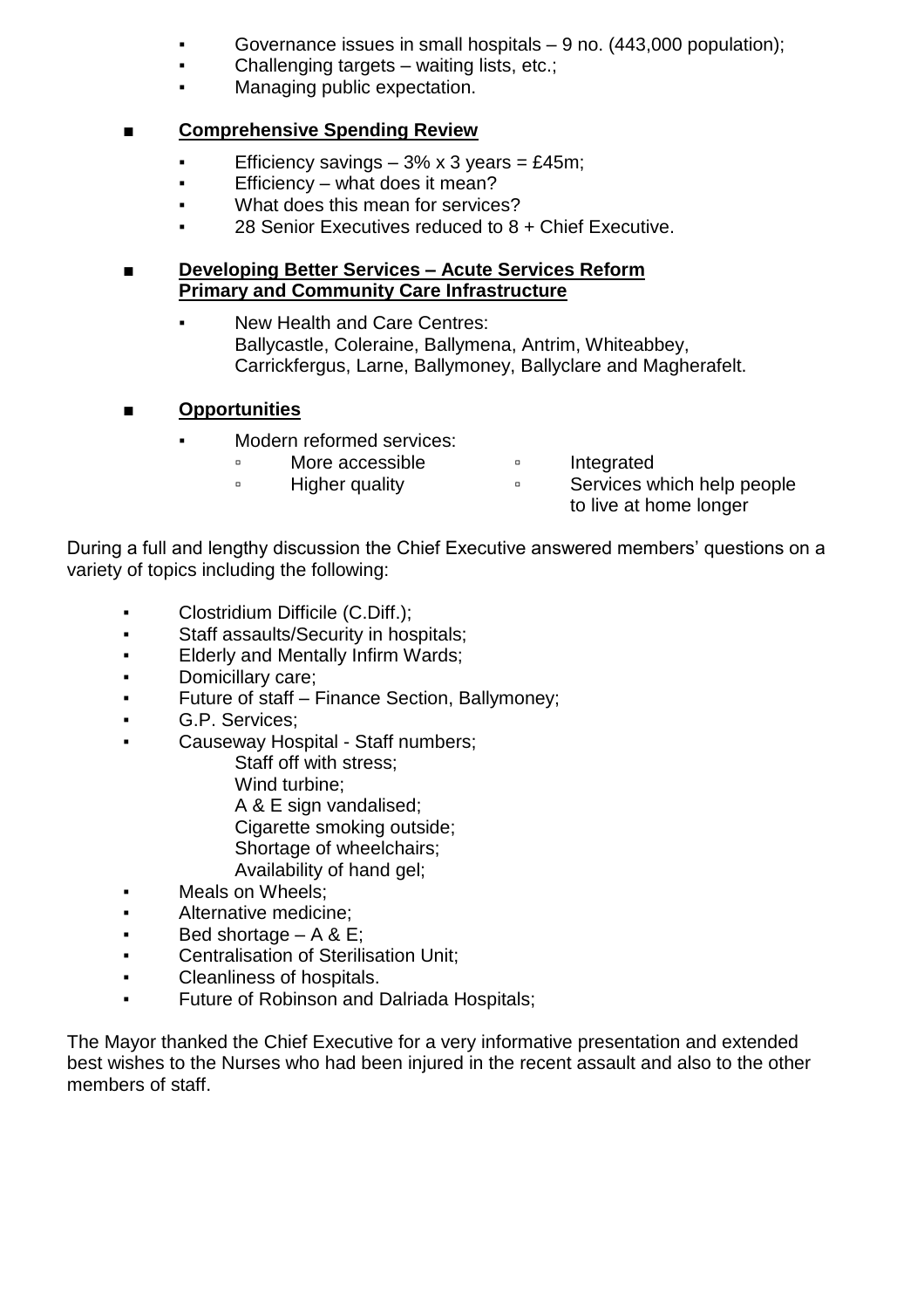- Governance issues in small hospitals – 9 no. (443,000 population);
- Challenging targets – waiting lists, etc.;
- Managing public expectation.

■ **Comprehensive Spending Review**

- Efficiency savings – 3% x 3 years = £45m;
- Efficiency – what does it mean?
- What does this mean for services?
- 28 Senior Executives reduced to 8 + Chief Executive.

■ **Developing Better Services – Acute Services Reform**
**Primary and Community Care Infrastructure**

- New Health and Care Centres:
  Ballycastle, Coleraine, Ballymena, Antrim, Whiteabbey, Carrickfergus, Larne, Ballymoney, Ballyclare and Magherafelt.

■ **Opportunities**

- Modern reformed services:
  - More accessible
  - Higher quality
  - Integrated
  - Services which help people to live at home longer

During a full and lengthy discussion the Chief Executive answered members' questions on a variety of topics including the following:

- Clostridium Difficile (C.Diff.);
- Staff assaults/Security in hospitals;
- Elderly and Mentally Infirm Wards;
- Domicillary care;
- Future of staff – Finance Section, Ballymoney;
- G.P. Services;
- Causeway Hospital - Staff numbers;
  Staff off with stress;
  Wind turbine;
  A & E sign vandalised;
  Cigarette smoking outside;
  Shortage of wheelchairs;
  Availability of hand gel;
- Meals on Wheels;
- Alternative medicine;
- Bed shortage – A & E;
- Centralisation of Sterilisation Unit;
- Cleanliness of hospitals.
- Future of Robinson and Dalriada Hospitals;

The Mayor thanked the Chief Executive for a very informative presentation and extended best wishes to the Nurses who had been injured in the recent assault and also to the other members of staff.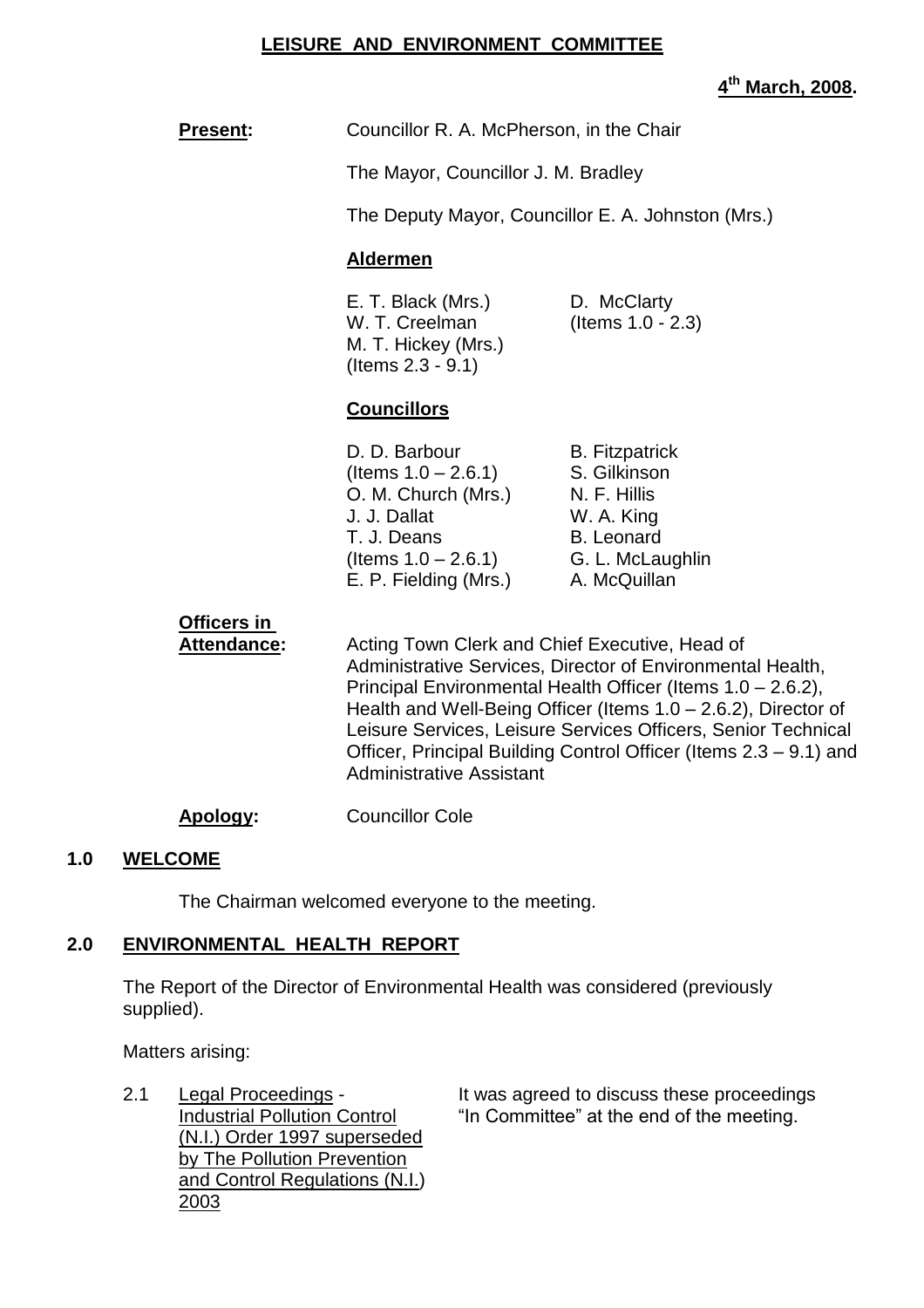## LEISURE AND ENVIRONMENT COMMITTEE

**4th March, 2008.**

**Present:** Councillor R. A. McPherson, in the Chair

The Mayor, Councillor J. M. Bradley

The Deputy Mayor, Councillor E. A. Johnston (Mrs.)

**Aldermen**

| | |
|---|---|
| E. T. Black (Mrs.) | D. McClarty |
| W. T. Creelman | (Items 1.0 - 2.3) |
| M. T. Hickey (Mrs.) | |
| (Items 2.3 - 9.1) | |

**Councillors**

| | |
|---|---|
| D. D. Barbour | B. Fitzpatrick |
| (Items 1.0 – 2.6.1) | S. Gilkinson |
| O. M. Church (Mrs.) | N. F. Hillis |
| J. J. Dallat | W. A. King |
| T. J. Deans | B. Leonard |
| (Items 1.0 – 2.6.1) | G. L. McLaughlin |
| E. P. Fielding (Mrs.) | A. McQuillan |

**Officers in Attendance:** Acting Town Clerk and Chief Executive, Head of Administrative Services, Director of Environmental Health, Principal Environmental Health Officer (Items 1.0 – 2.6.2), Health and Well-Being Officer (Items 1.0 – 2.6.2), Director of Leisure Services, Leisure Services Officers, Senior Technical Officer, Principal Building Control Officer (Items 2.3 – 9.1) and Administrative Assistant

**Apology:** Councillor Cole

### 1.0 WELCOME

The Chairman welcomed everyone to the meeting.

### 2.0 ENVIRONMENTAL HEALTH REPORT

The Report of the Director of Environmental Health was considered (previously supplied).

Matters arising:

2.1 Legal Proceedings - Industrial Pollution Control (N.I.) Order 1997 superseded by The Pollution Prevention and Control Regulations (N.I.) 2003

It was agreed to discuss these proceedings "In Committee" at the end of the meeting.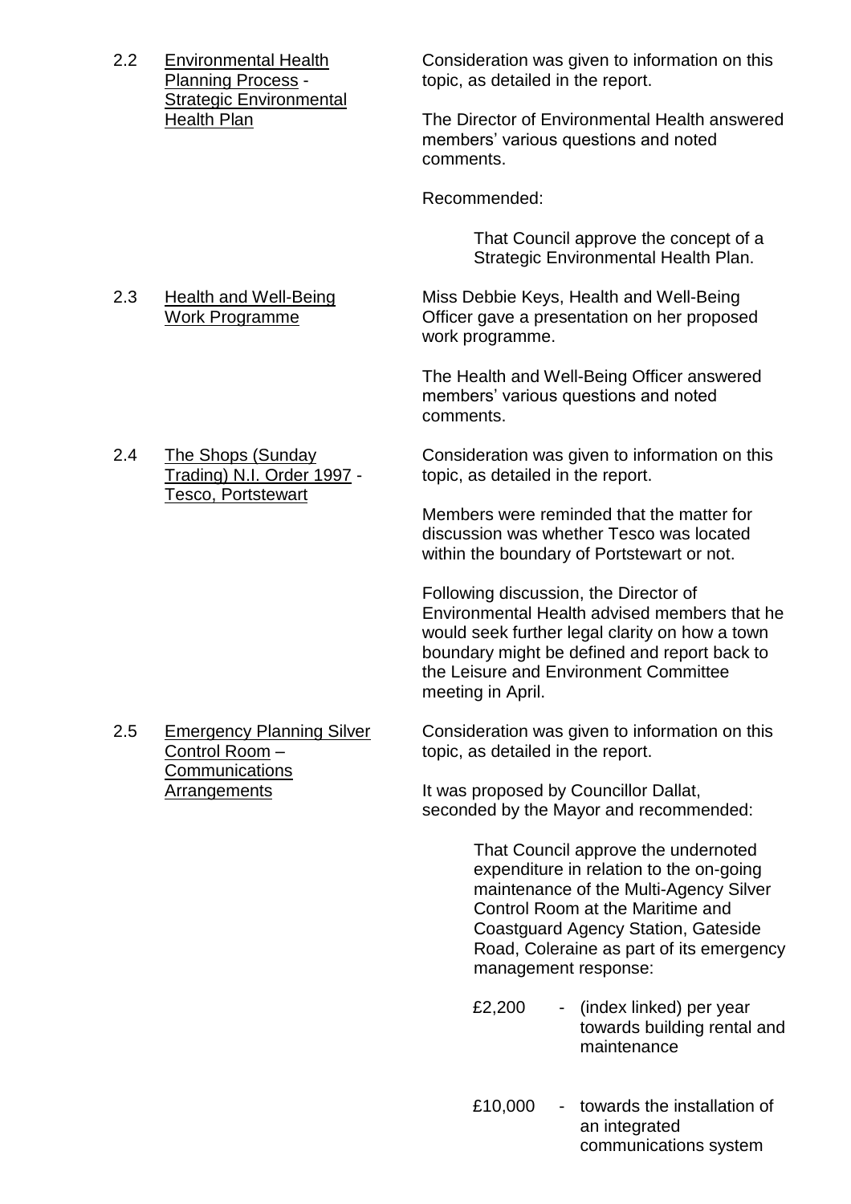2.2 Environmental Health Planning Process - Strategic Environmental Health Plan

Consideration was given to information on this topic, as detailed in the report.

The Director of Environmental Health answered members' various questions and noted comments.

Recommended:

> That Council approve the concept of a Strategic Environmental Health Plan.

2.3 Health and Well-Being Work Programme

Miss Debbie Keys, Health and Well-Being Officer gave a presentation on her proposed work programme.

The Health and Well-Being Officer answered members' various questions and noted comments.

2.4 The Shops (Sunday Trading) N.I. Order 1997 - Tesco, Portstewart

Consideration was given to information on this topic, as detailed in the report.

Members were reminded that the matter for discussion was whether Tesco was located within the boundary of Portstewart or not.

Following discussion, the Director of Environmental Health advised members that he would seek further legal clarity on how a town boundary might be defined and report back to the Leisure and Environment Committee meeting in April.

2.5 Emergency Planning Silver Control Room – Communications Arrangements

Consideration was given to information on this topic, as detailed in the report.

It was proposed by Councillor Dallat, seconded by the Mayor and recommended:

> That Council approve the undernoted expenditure in relation to the on-going maintenance of the Multi-Agency Silver Control Room at the Maritime and Coastguard Agency Station, Gateside Road, Coleraine as part of its emergency management response:
>
> £2,200 - (index linked) per year towards building rental and maintenance
>
> £10,000 - towards the installation of an integrated communications system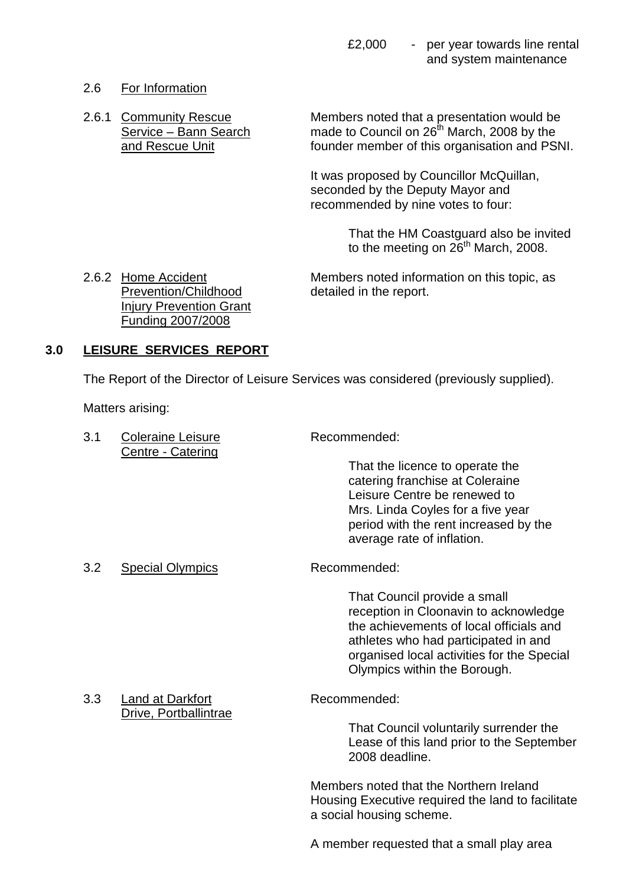£2,000 - per year towards line rental and system maintenance

2.6 For Information

2.6.1 Community Rescue Service – Bann Search and Rescue Unit

Members noted that a presentation would be made to Council on 26th March, 2008 by the founder member of this organisation and PSNI.

It was proposed by Councillor McQuillan, seconded by the Deputy Mayor and recommended by nine votes to four:

> That the HM Coastguard also be invited to the meeting on 26th March, 2008.

2.6.2 Home Accident Prevention/Childhood Injury Prevention Grant Funding 2007/2008

Members noted information on this topic, as detailed in the report.

## 3.0 LEISURE SERVICES REPORT

The Report of the Director of Leisure Services was considered (previously supplied).

Matters arising:

3.1 Coleraine Leisure Centre - Catering

Recommended:

> That the licence to operate the catering franchise at Coleraine Leisure Centre be renewed to Mrs. Linda Coyles for a five year period with the rent increased by the average rate of inflation.

3.2 Special Olympics

Recommended:

> That Council provide a small reception in Cloonavin to acknowledge the achievements of local officials and athletes who had participated in and organised local activities for the Special Olympics within the Borough.

3.3 Land at Darkfort Drive, Portballintrae

Recommended:

> That Council voluntarily surrender the Lease of this land prior to the September 2008 deadline.

Members noted that the Northern Ireland Housing Executive required the land to facilitate a social housing scheme.

A member requested that a small play area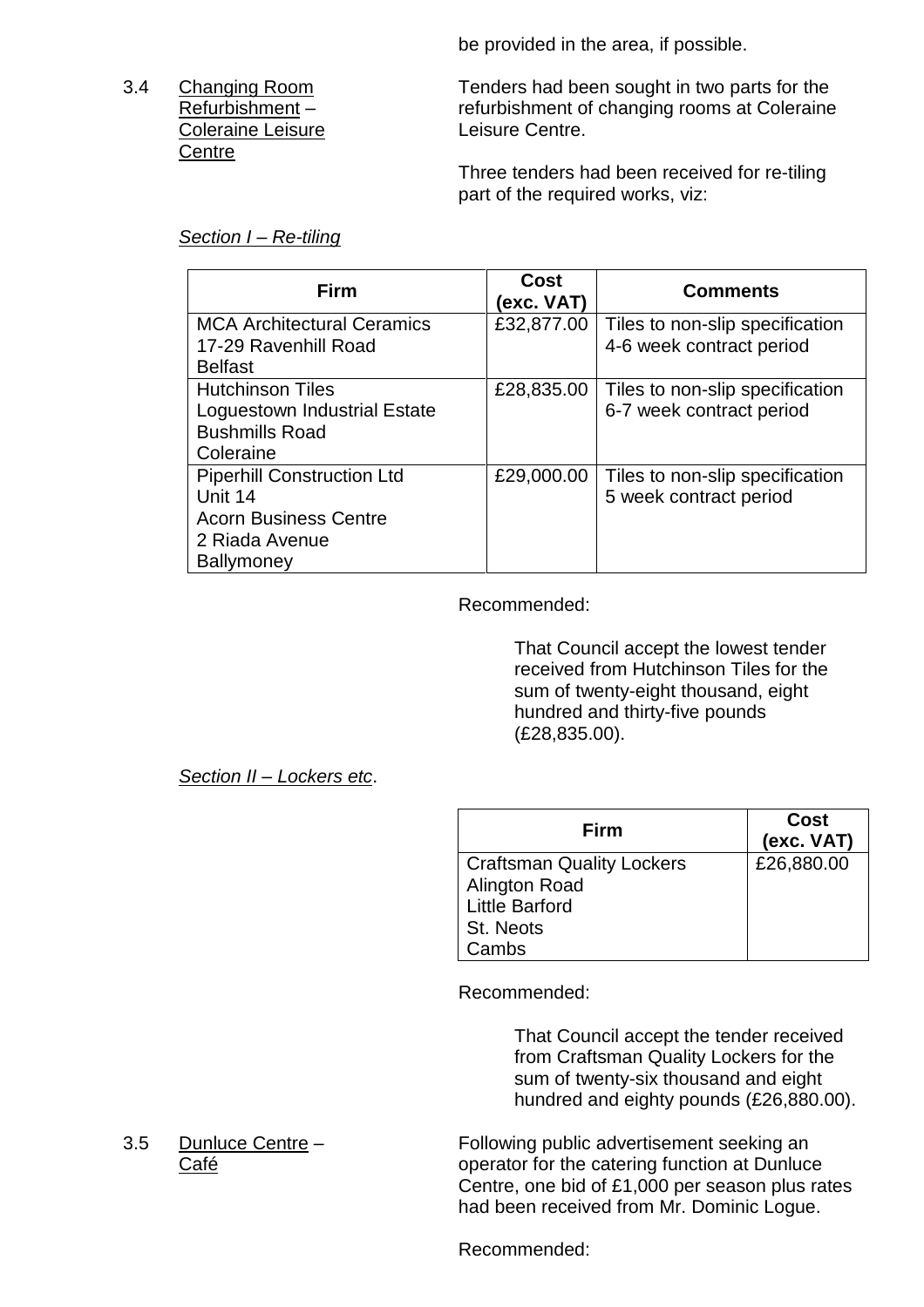be provided in the area, if possible.

3.4 Changing Room Refurbishment – Coleraine Leisure Centre

Tenders had been sought in two parts for the refurbishment of changing rooms at Coleraine Leisure Centre.

Three tenders had been received for re-tiling part of the required works, viz:

*Section I – Re-tiling*

| Firm | Cost (exc. VAT) | Comments |
|---|---|---|
| MCA Architectural Ceramics<br>17-29 Ravenhill Road<br>Belfast | £32,877.00 | Tiles to non-slip specification<br>4-6 week contract period |
| Hutchinson Tiles<br>Loguestown Industrial Estate<br>Bushmills Road<br>Coleraine | £28,835.00 | Tiles to non-slip specification<br>6-7 week contract period |
| Piperhill Construction Ltd<br>Unit 14<br>Acorn Business Centre<br>2 Riada Avenue<br>Ballymoney | £29,000.00 | Tiles to non-slip specification<br>5 week contract period |

Recommended:

> That Council accept the lowest tender received from Hutchinson Tiles for the sum of twenty-eight thousand, eight hundred and thirty-five pounds (£28,835.00).

*Section II – Lockers etc*.

| Firm | Cost (exc. VAT) |
|---|---|
| Craftsman Quality Lockers<br>Alington Road<br>Little Barford<br>St. Neots<br>Cambs | £26,880.00 |

Recommended:

> That Council accept the tender received from Craftsman Quality Lockers for the sum of twenty-six thousand and eight hundred and eighty pounds (£26,880.00).

3.5 Dunluce Centre – Café

Following public advertisement seeking an operator for the catering function at Dunluce Centre, one bid of £1,000 per season plus rates had been received from Mr. Dominic Logue.

Recommended: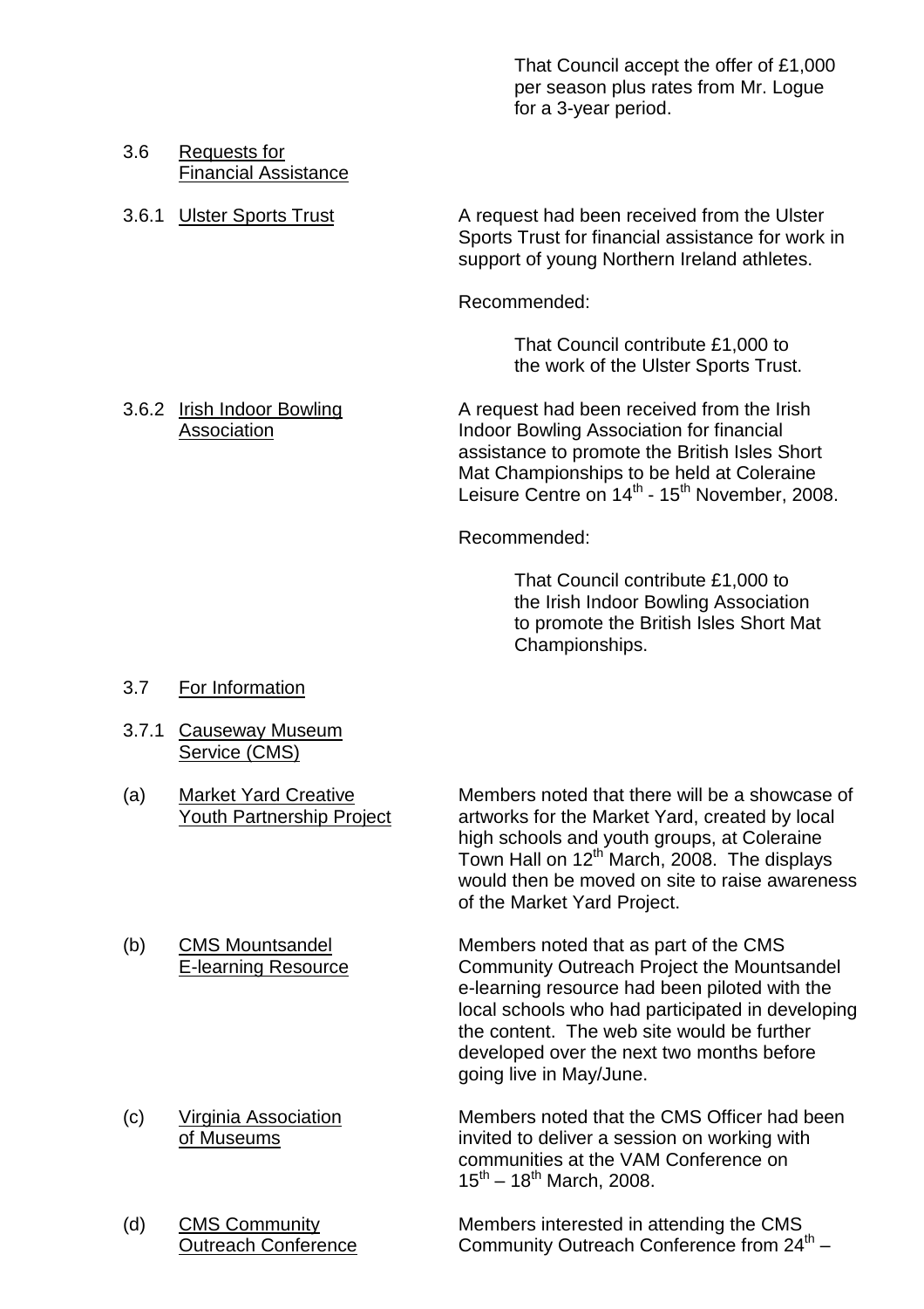That Council accept the offer of £1,000 per season plus rates from Mr. Logue for a 3-year period.

3.6 Requests for Financial Assistance

3.6.1 Ulster Sports Trust

A request had been received from the Ulster Sports Trust for financial assistance for work in support of young Northern Ireland athletes.

Recommended:

> That Council contribute £1,000 to the work of the Ulster Sports Trust.

3.6.2 Irish Indoor Bowling Association

A request had been received from the Irish Indoor Bowling Association for financial assistance to promote the British Isles Short Mat Championships to be held at Coleraine Leisure Centre on 14th - 15th November, 2008.

Recommended:

> That Council contribute £1,000 to the Irish Indoor Bowling Association to promote the British Isles Short Mat Championships.

3.7 For Information

3.7.1 Causeway Museum Service (CMS)

(a) Market Yard Creative Youth Partnership Project

Members noted that there will be a showcase of artworks for the Market Yard, created by local high schools and youth groups, at Coleraine Town Hall on 12th March, 2008. The displays would then be moved on site to raise awareness of the Market Yard Project.

(b) CMS Mountsandel E-learning Resource

Members noted that as part of the CMS Community Outreach Project the Mountsandel e-learning resource had been piloted with the local schools who had participated in developing the content. The web site would be further developed over the next two months before going live in May/June.

(c) Virginia Association of Museums

Members noted that the CMS Officer had been invited to deliver a session on working with communities at the VAM Conference on 15th – 18th March, 2008.

(d) CMS Community Outreach Conference

Members interested in attending the CMS Community Outreach Conference from 24th –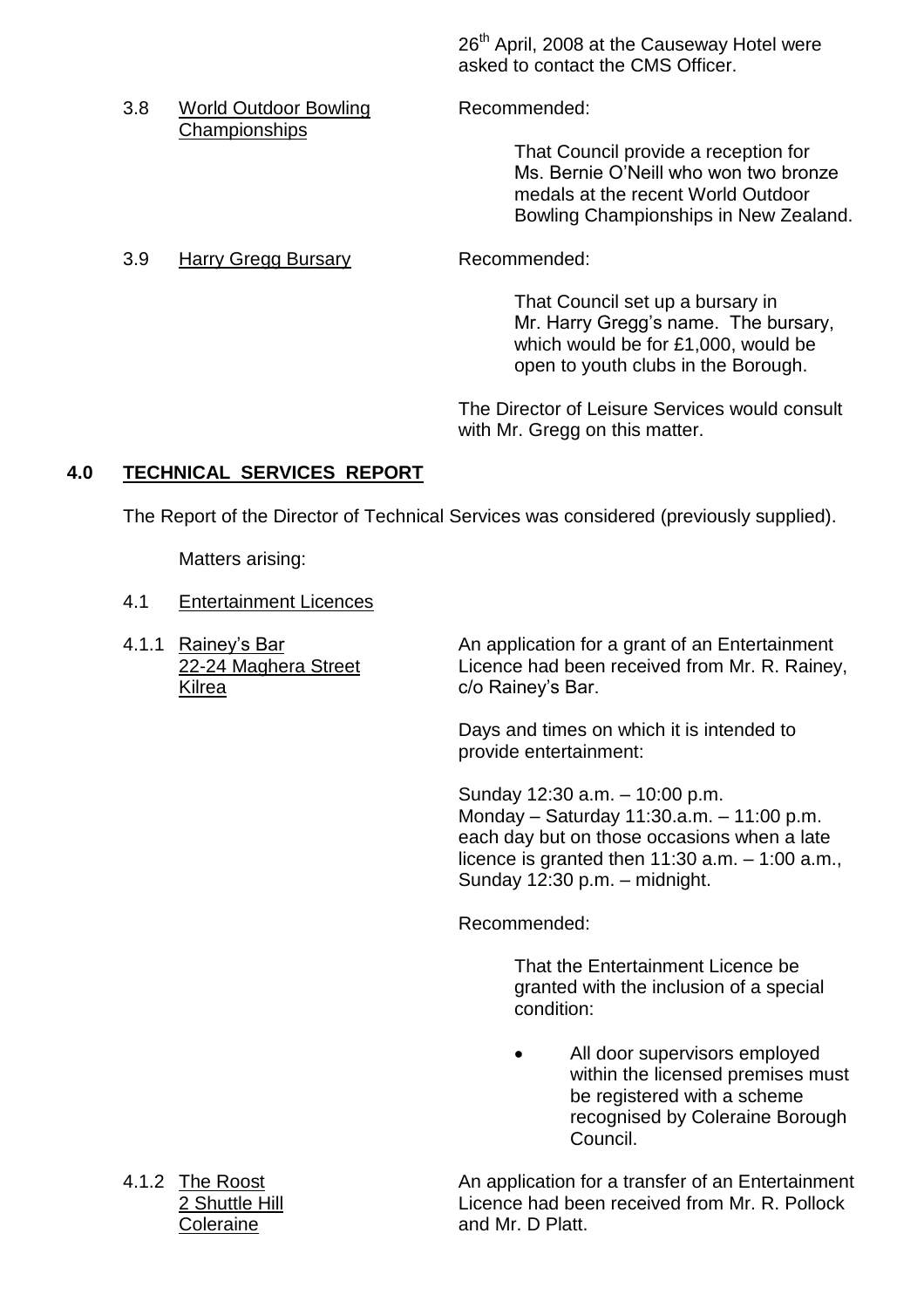26th April, 2008 at the Causeway Hotel were asked to contact the CMS Officer.

3.8 World Outdoor Bowling Championships

Recommended:

> That Council provide a reception for Ms. Bernie O'Neill who won two bronze medals at the recent World Outdoor Bowling Championships in New Zealand.

3.9 Harry Gregg Bursary

Recommended:

> That Council set up a bursary in Mr. Harry Gregg's name. The bursary, which would be for £1,000, would be open to youth clubs in the Borough.

The Director of Leisure Services would consult with Mr. Gregg on this matter.

## 4.0 TECHNICAL SERVICES REPORT

The Report of the Director of Technical Services was considered (previously supplied).

Matters arising:

4.1 Entertainment Licences

4.1.1 Rainey's Bar, 22-24 Maghera Street, Kilrea

An application for a grant of an Entertainment Licence had been received from Mr. R. Rainey, c/o Rainey's Bar.

Days and times on which it is intended to provide entertainment:

Sunday 12:30 a.m. – 10:00 p.m.
Monday – Saturday 11:30.a.m. – 11:00 p.m. each day but on those occasions when a late licence is granted then 11:30 a.m. – 1:00 a.m., Sunday 12:30 p.m. – midnight.

Recommended:

> That the Entertainment Licence be granted with the inclusion of a special condition:
>
> - All door supervisors employed within the licensed premises must be registered with a scheme recognised by Coleraine Borough Council.

4.1.2 The Roost, 2 Shuttle Hill, Coleraine

An application for a transfer of an Entertainment Licence had been received from Mr. R. Pollock and Mr. D Platt.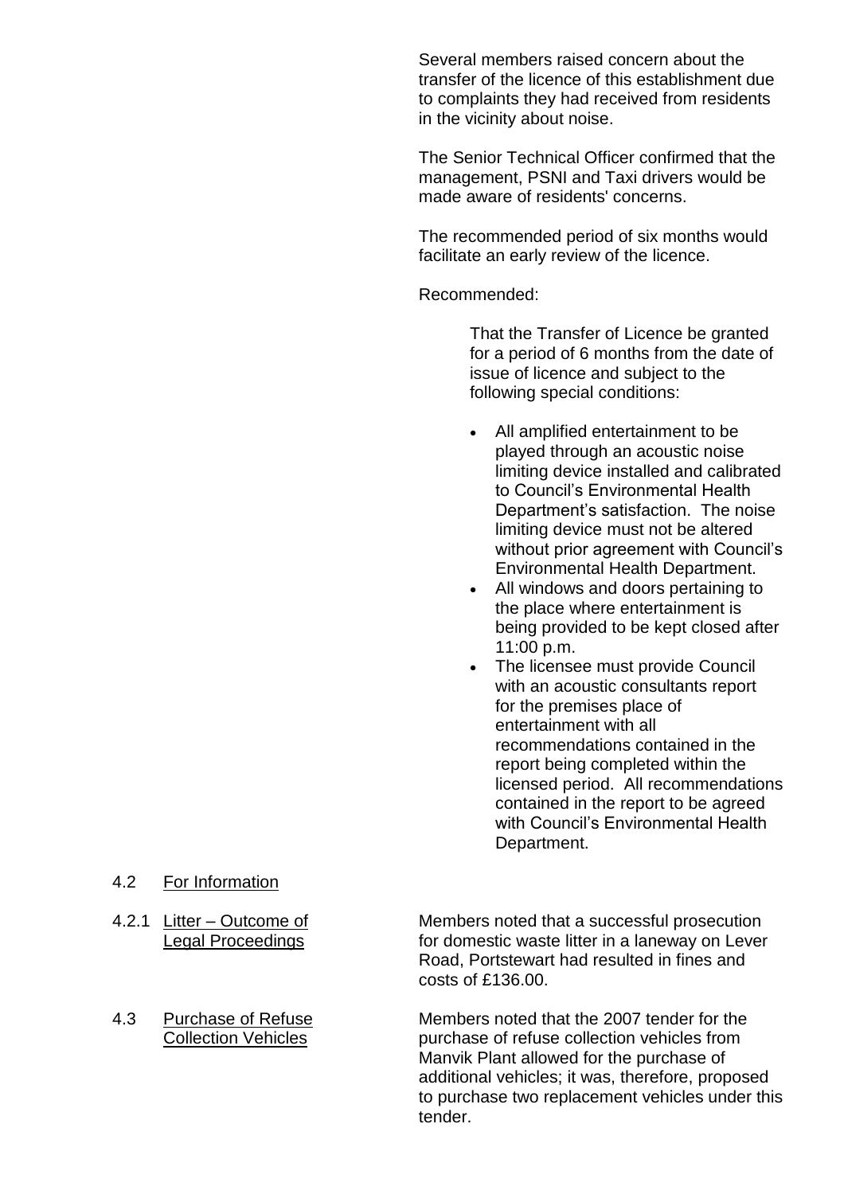Several members raised concern about the transfer of the licence of this establishment due to complaints they had received from residents in the vicinity about noise.

The Senior Technical Officer confirmed that the management, PSNI and Taxi drivers would be made aware of residents' concerns.

The recommended period of six months would facilitate an early review of the licence.

Recommended:

> That the Transfer of Licence be granted for a period of 6 months from the date of issue of licence and subject to the following special conditions:
>
> - All amplified entertainment to be played through an acoustic noise limiting device installed and calibrated to Council's Environmental Health Department's satisfaction. The noise limiting device must not be altered without prior agreement with Council's Environmental Health Department.
> - All windows and doors pertaining to the place where entertainment is being provided to be kept closed after 11:00 p.m.
> - The licensee must provide Council with an acoustic consultants report for the premises place of entertainment with all recommendations contained in the report being completed within the licensed period. All recommendations contained in the report to be agreed with Council's Environmental Health Department.

4.2 For Information

4.2.1 Litter – Outcome of Legal Proceedings

Members noted that a successful prosecution for domestic waste litter in a laneway on Lever Road, Portstewart had resulted in fines and costs of £136.00.

4.3 Purchase of Refuse Collection Vehicles

Members noted that the 2007 tender for the purchase of refuse collection vehicles from Manvik Plant allowed for the purchase of additional vehicles; it was, therefore, proposed to purchase two replacement vehicles under this tender.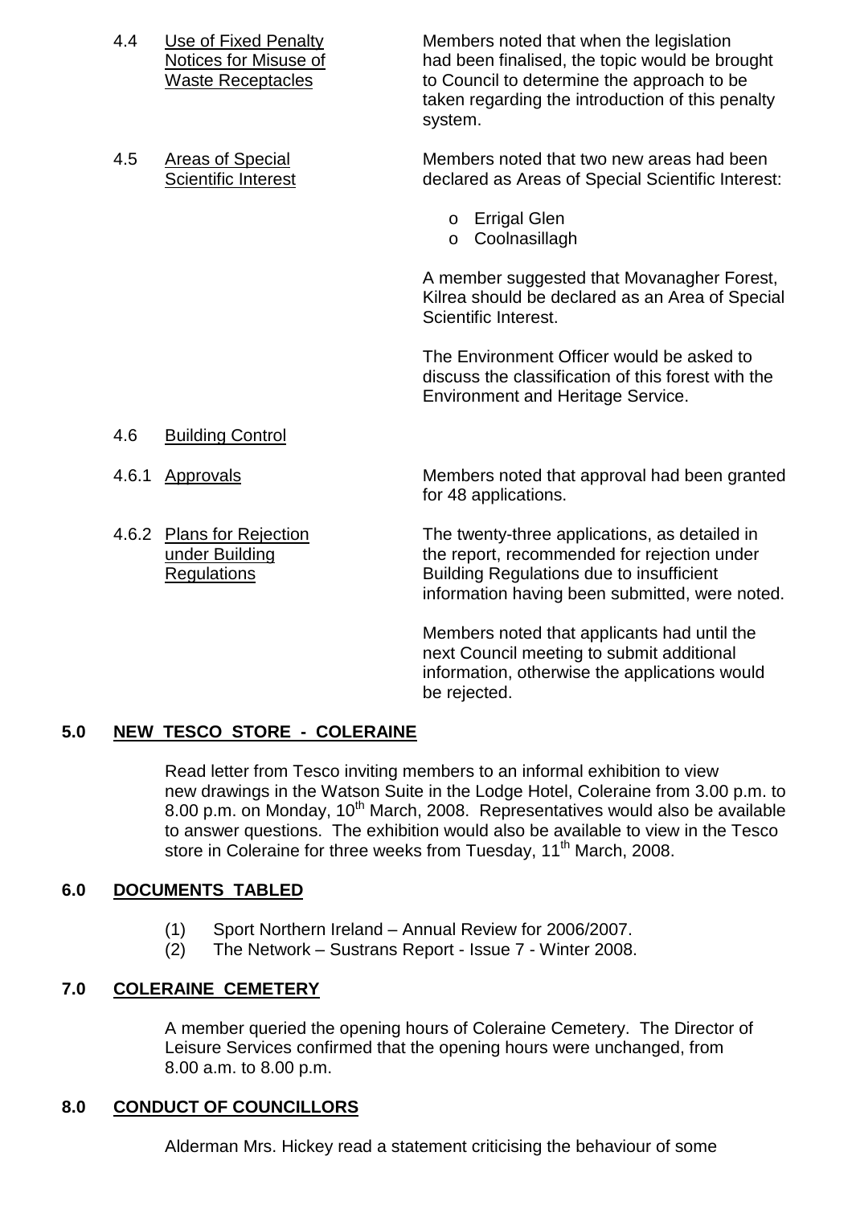4.4 Use of Fixed Penalty Notices for Misuse of Waste Receptacles

Members noted that when the legislation had been finalised, the topic would be brought to Council to determine the approach to be taken regarding the introduction of this penalty system.

4.5 Areas of Special Scientific Interest

Members noted that two new areas had been declared as Areas of Special Scientific Interest:

- Errigal Glen
- Coolnasillagh

A member suggested that Movanagher Forest, Kilrea should be declared as an Area of Special Scientific Interest.

The Environment Officer would be asked to discuss the classification of this forest with the Environment and Heritage Service.

4.6 Building Control

4.6.1 Approvals

Members noted that approval had been granted for 48 applications.

4.6.2 Plans for Rejection under Building Regulations

The twenty-three applications, as detailed in the report, recommended for rejection under Building Regulations due to insufficient information having been submitted, were noted.

Members noted that applicants had until the next Council meeting to submit additional information, otherwise the applications would be rejected.

## 5.0 NEW TESCO STORE - COLERAINE

Read letter from Tesco inviting members to an informal exhibition to view new drawings in the Watson Suite in the Lodge Hotel, Coleraine from 3.00 p.m. to 8.00 p.m. on Monday, 10th March, 2008. Representatives would also be available to answer questions. The exhibition would also be available to view in the Tesco store in Coleraine for three weeks from Tuesday, 11th March, 2008.

## 6.0 DOCUMENTS TABLED

(1) Sport Northern Ireland – Annual Review for 2006/2007.
(2) The Network – Sustrans Report - Issue 7 - Winter 2008.

## 7.0 COLERAINE CEMETERY

A member queried the opening hours of Coleraine Cemetery. The Director of Leisure Services confirmed that the opening hours were unchanged, from 8.00 a.m. to 8.00 p.m.

## 8.0 CONDUCT OF COUNCILLORS

Alderman Mrs. Hickey read a statement criticising the behaviour of some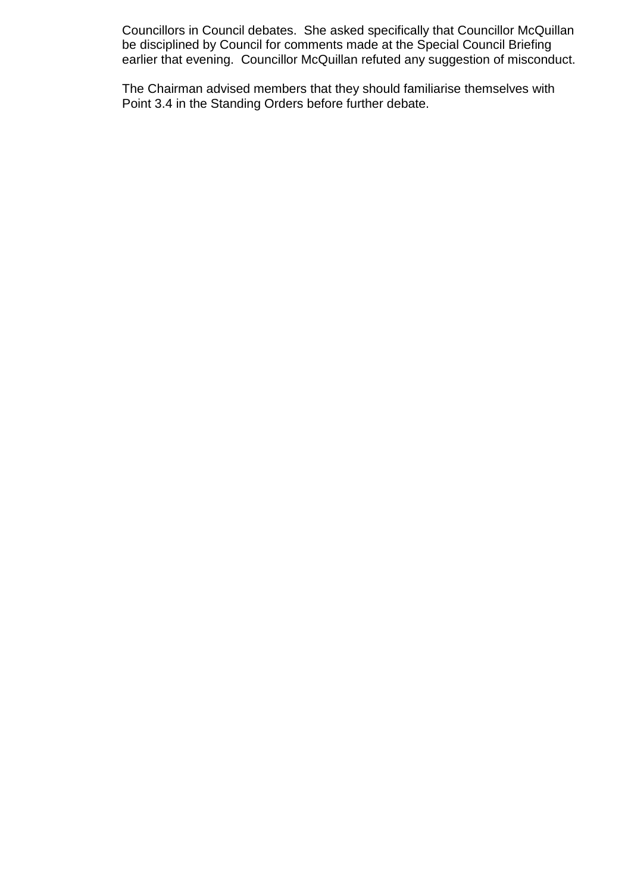Councillors in Council debates. She asked specifically that Councillor McQuillan be disciplined by Council for comments made at the Special Council Briefing earlier that evening. Councillor McQuillan refuted any suggestion of misconduct.

The Chairman advised members that they should familiarise themselves with Point 3.4 in the Standing Orders before further debate.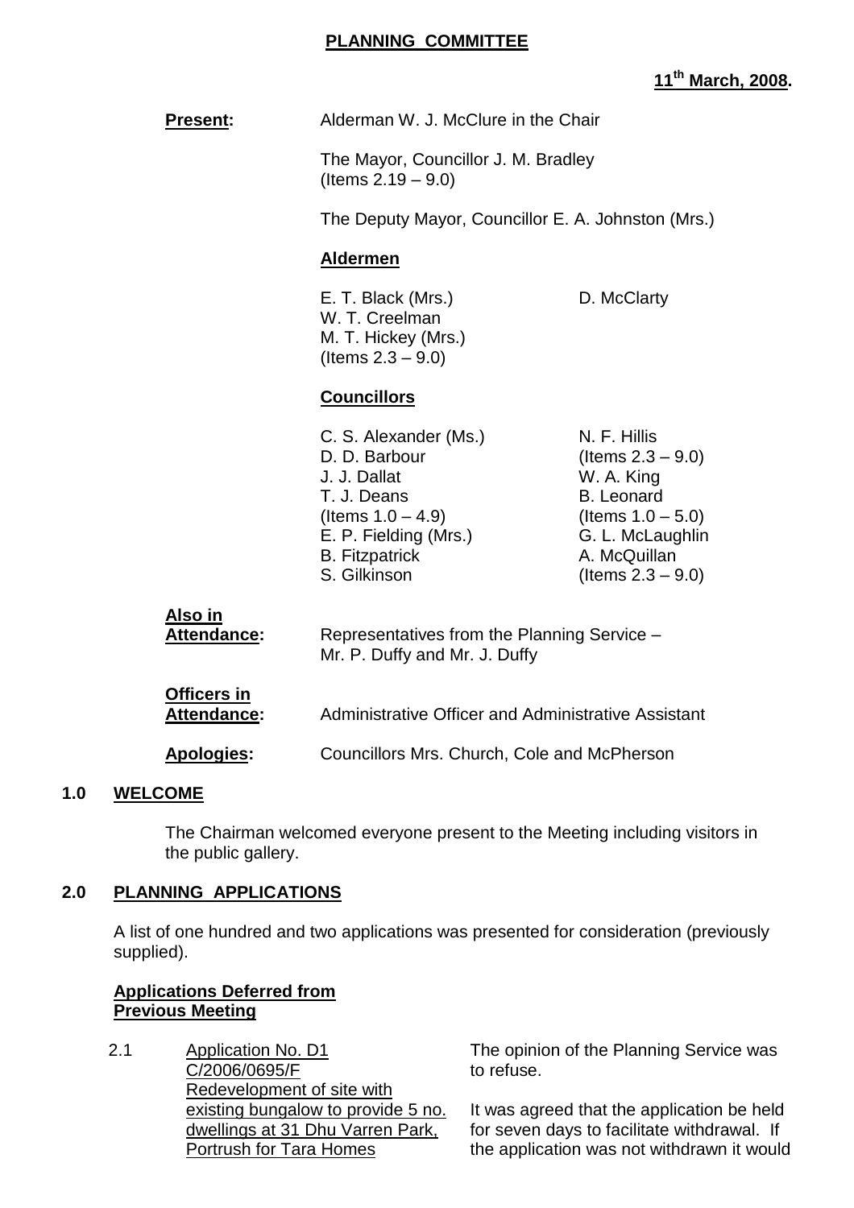**PLANNING COMMITTEE**

**11th March, 2008.**

**Present:** Alderman W. J. McClure in the Chair

The Mayor, Councillor J. M. Bradley (Items 2.19 – 9.0)

The Deputy Mayor, Councillor E. A. Johnston (Mrs.)

**Aldermen**

E. T. Black (Mrs.)
W. T. Creelman
M. T. Hickey (Mrs.) (Items 2.3 – 9.0)
D. McClarty

**Councillors**

C. S. Alexander (Ms.)
D. D. Barbour
J. J. Dallat
T. J. Deans (Items 1.0 – 4.9)
E. P. Fielding (Mrs.)
B. Fitzpatrick
S. Gilkinson
N. F. Hillis (Items 2.3 – 9.0)
W. A. King
B. Leonard (Items 1.0 – 5.0)
G. L. McLaughlin
A. McQuillan (Items 2.3 – 9.0)

**Also in Attendance:** Representatives from the Planning Service – Mr. P. Duffy and Mr. J. Duffy

**Officers in Attendance:** Administrative Officer and Administrative Assistant

**Apologies:** Councillors Mrs. Church, Cole and McPherson

## 1.0 WELCOME

The Chairman welcomed everyone present to the Meeting including visitors in the public gallery.

## 2.0 PLANNING APPLICATIONS

A list of one hundred and two applications was presented for consideration (previously supplied).

**Applications Deferred from Previous Meeting**

2.1 Application No. D1 C/2006/0695/F Redevelopment of site with existing bungalow to provide 5 no. dwellings at 31 Dhu Varren Park, Portrush for Tara Homes

The opinion of the Planning Service was to refuse.

It was agreed that the application be held for seven days to facilitate withdrawal. If the application was not withdrawn it would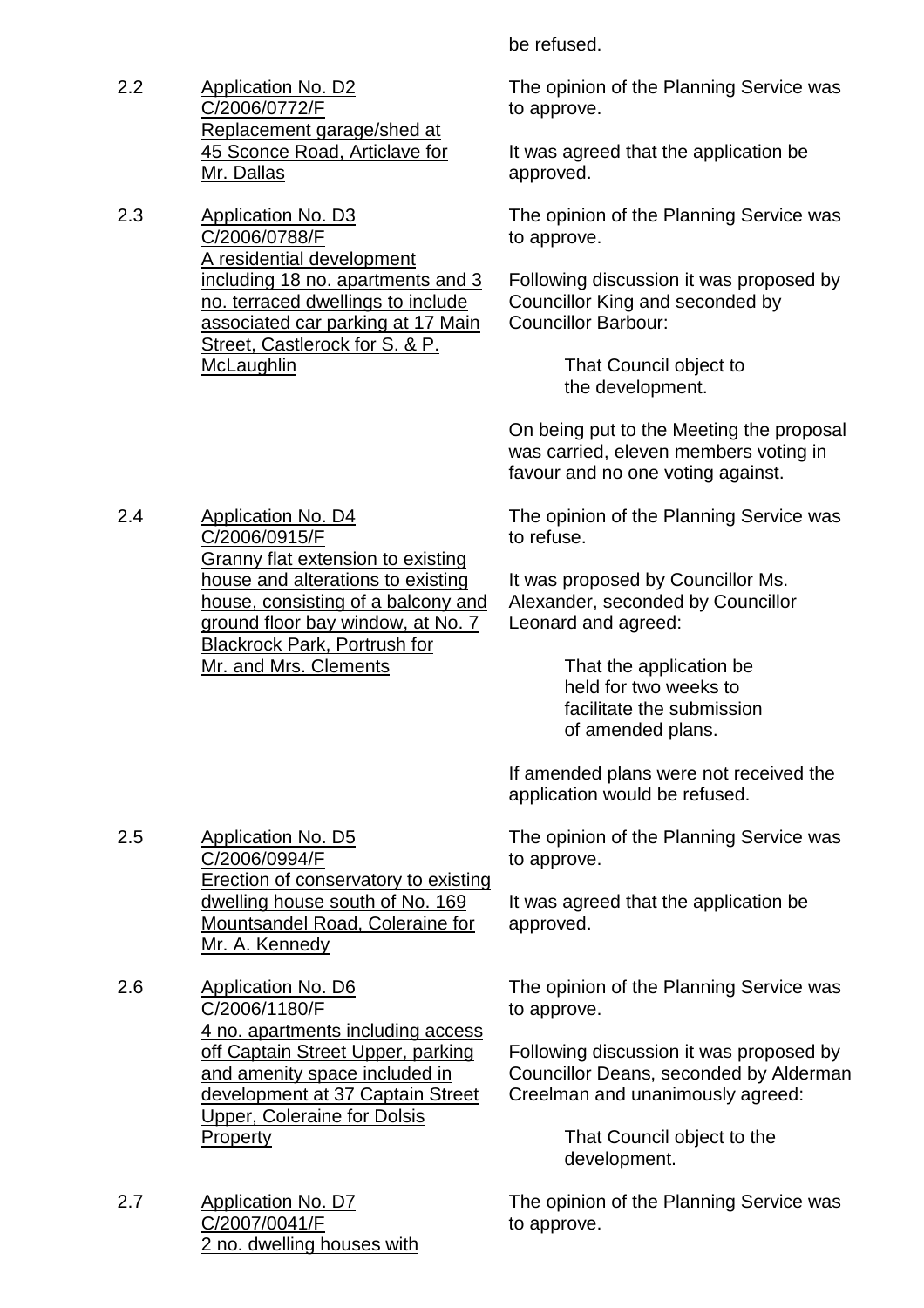be refused.

2.2 Application No. D2 C/2006/0772/F Replacement garage/shed at 45 Sconce Road, Articlave for Mr. Dallas

The opinion of the Planning Service was to approve.

It was agreed that the application be approved.

2.3 Application No. D3 C/2006/0788/F A residential development including 18 no. apartments and 3 no. terraced dwellings to include associated car parking at 17 Main Street, Castlerock for S. & P. McLaughlin

The opinion of the Planning Service was to approve.

Following discussion it was proposed by Councillor King and seconded by Councillor Barbour:

> That Council object to the development.

On being put to the Meeting the proposal was carried, eleven members voting in favour and no one voting against.

2.4 Application No. D4 C/2006/0915/F Granny flat extension to existing house and alterations to existing house, consisting of a balcony and ground floor bay window, at No. 7 Blackrock Park, Portrush for Mr. and Mrs. Clements

The opinion of the Planning Service was to refuse.

It was proposed by Councillor Ms. Alexander, seconded by Councillor Leonard and agreed:

> That the application be held for two weeks to facilitate the submission of amended plans.

If amended plans were not received the application would be refused.

2.5 Application No. D5 C/2006/0994/F Erection of conservatory to existing dwelling house south of No. 169 Mountsandel Road, Coleraine for Mr. A. Kennedy

The opinion of the Planning Service was to approve.

It was agreed that the application be approved.

2.6 Application No. D6 C/2006/1180/F 4 no. apartments including access off Captain Street Upper, parking and amenity space included in development at 37 Captain Street Upper, Coleraine for Dolsis Property

The opinion of the Planning Service was to approve.

Following discussion it was proposed by Councillor Deans, seconded by Alderman Creelman and unanimously agreed:

> That Council object to the development.

2.7 Application No. D7 C/2007/0041/F 2 no. dwelling houses with

The opinion of the Planning Service was to approve.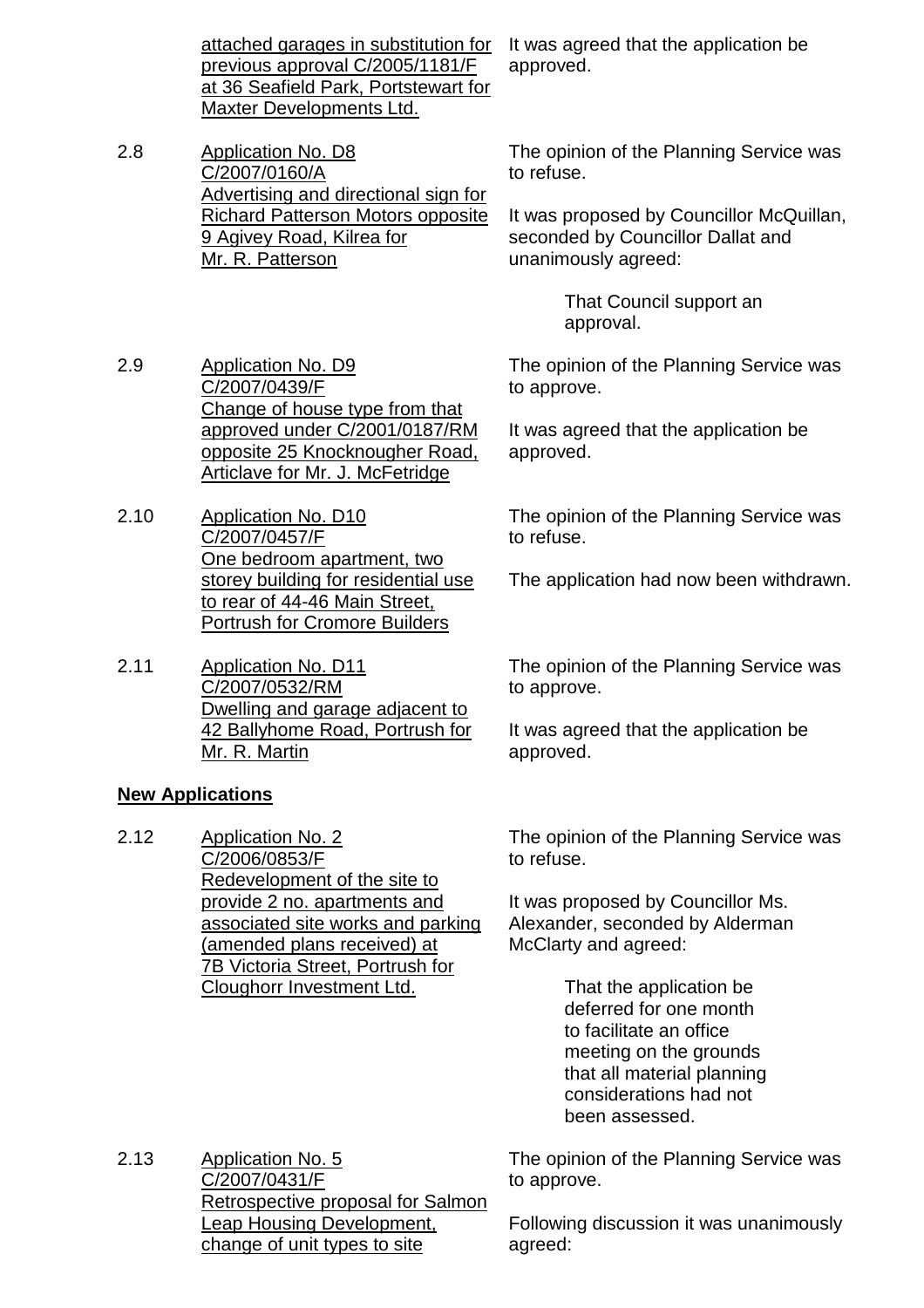attached garages in substitution for previous approval C/2005/1181/F at 36 Seafield Park, Portstewart for Maxter Developments Ltd.

It was agreed that the application be approved.

2.8 Application No. D8
C/2007/0160/A
Advertising and directional sign for Richard Patterson Motors opposite 9 Agivey Road, Kilrea for Mr. R. Patterson

The opinion of the Planning Service was to refuse.

It was proposed by Councillor McQuillan, seconded by Councillor Dallat and unanimously agreed:

> That Council support an approval.

2.9 Application No. D9
C/2007/0439/F
Change of house type from that approved under C/2001/0187/RM opposite 25 Knocknougher Road, Articlave for Mr. J. McFetridge

The opinion of the Planning Service was to approve.

It was agreed that the application be approved.

2.10 Application No. D10
C/2007/0457/F
One bedroom apartment, two storey building for residential use to rear of 44-46 Main Street, Portrush for Cromore Builders

The opinion of the Planning Service was to refuse.

The application had now been withdrawn.

2.11 Application No. D11
C/2007/0532/RM
Dwelling and garage adjacent to 42 Ballyhome Road, Portrush for Mr. R. Martin

The opinion of the Planning Service was to approve.

It was agreed that the application be approved.

**New Applications**

2.12 Application No. 2
C/2006/0853/F
Redevelopment of the site to provide 2 no. apartments and associated site works and parking (amended plans received) at 7B Victoria Street, Portrush for Cloughorr Investment Ltd.

The opinion of the Planning Service was to refuse.

It was proposed by Councillor Ms. Alexander, seconded by Alderman McClarty and agreed:

> That the application be deferred for one month to facilitate an office meeting on the grounds that all material planning considerations had not been assessed.

2.13 Application No. 5
C/2007/0431/F
Retrospective proposal for Salmon Leap Housing Development, change of unit types to site

The opinion of the Planning Service was to approve.

Following discussion it was unanimously agreed: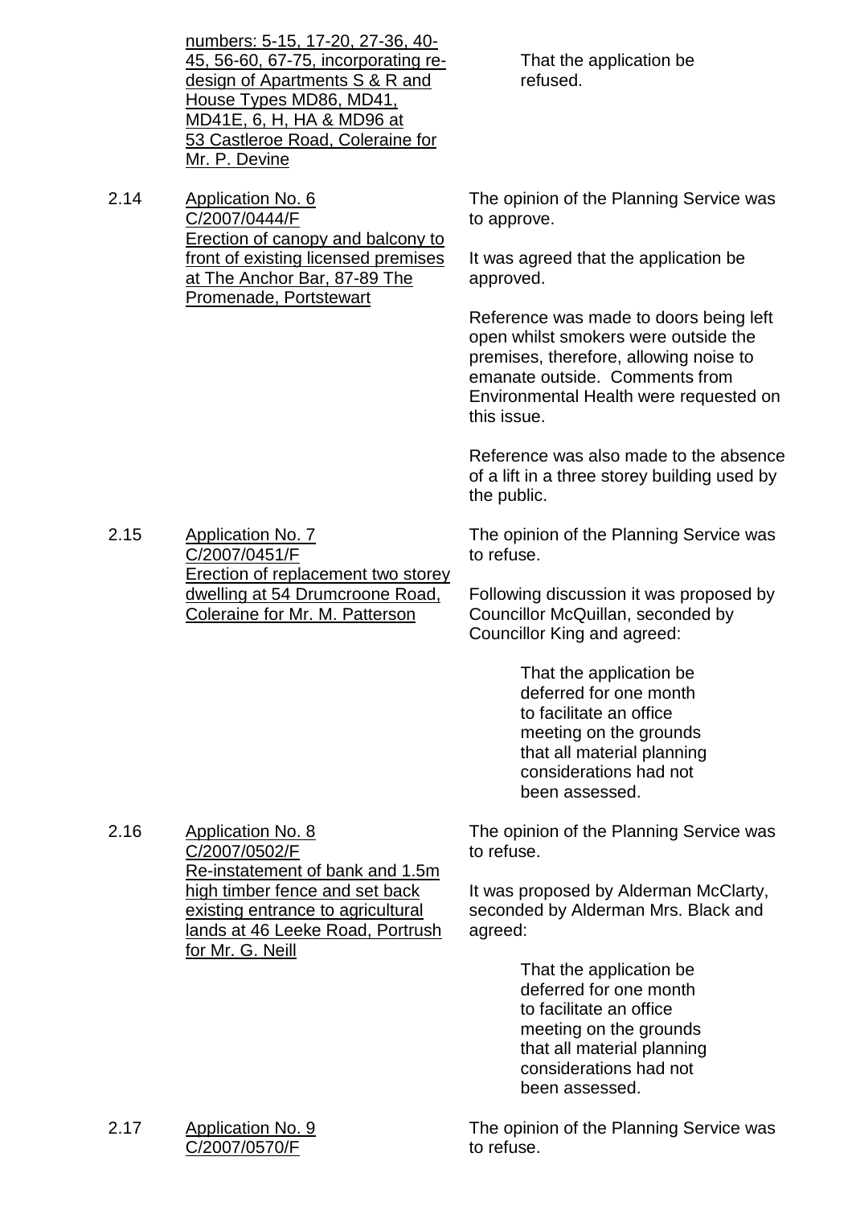numbers: 5-15, 17-20, 27-36, 40-45, 56-60, 67-75, incorporating re-design of Apartments S & R and House Types MD86, MD41, MD41E, 6, H, HA & MD96 at 53 Castleroe Road, Coleraine for Mr. P. Devine

> That the application be refused.

2.14 Application No. 6
C/2007/0444/F
Erection of canopy and balcony to front of existing licensed premises at The Anchor Bar, 87-89 The Promenade, Portstewart

The opinion of the Planning Service was to approve.

It was agreed that the application be approved.

Reference was made to doors being left open whilst smokers were outside the premises, therefore, allowing noise to emanate outside. Comments from Environmental Health were requested on this issue.

Reference was also made to the absence of a lift in a three storey building used by the public.

2.15 Application No. 7
C/2007/0451/F
Erection of replacement two storey dwelling at 54 Drumcroone Road, Coleraine for Mr. M. Patterson

The opinion of the Planning Service was to refuse.

Following discussion it was proposed by Councillor McQuillan, seconded by Councillor King and agreed:

> That the application be deferred for one month to facilitate an office meeting on the grounds that all material planning considerations had not been assessed.

2.16 Application No. 8
C/2007/0502/F
Re-instatement of bank and 1.5m high timber fence and set back existing entrance to agricultural lands at 46 Leeke Road, Portrush for Mr. G. Neill

The opinion of the Planning Service was to refuse.

It was proposed by Alderman McClarty, seconded by Alderman Mrs. Black and agreed:

> That the application be deferred for one month to facilitate an office meeting on the grounds that all material planning considerations had not been assessed.

2.17 Application No. 9
C/2007/0570/F

The opinion of the Planning Service was to refuse.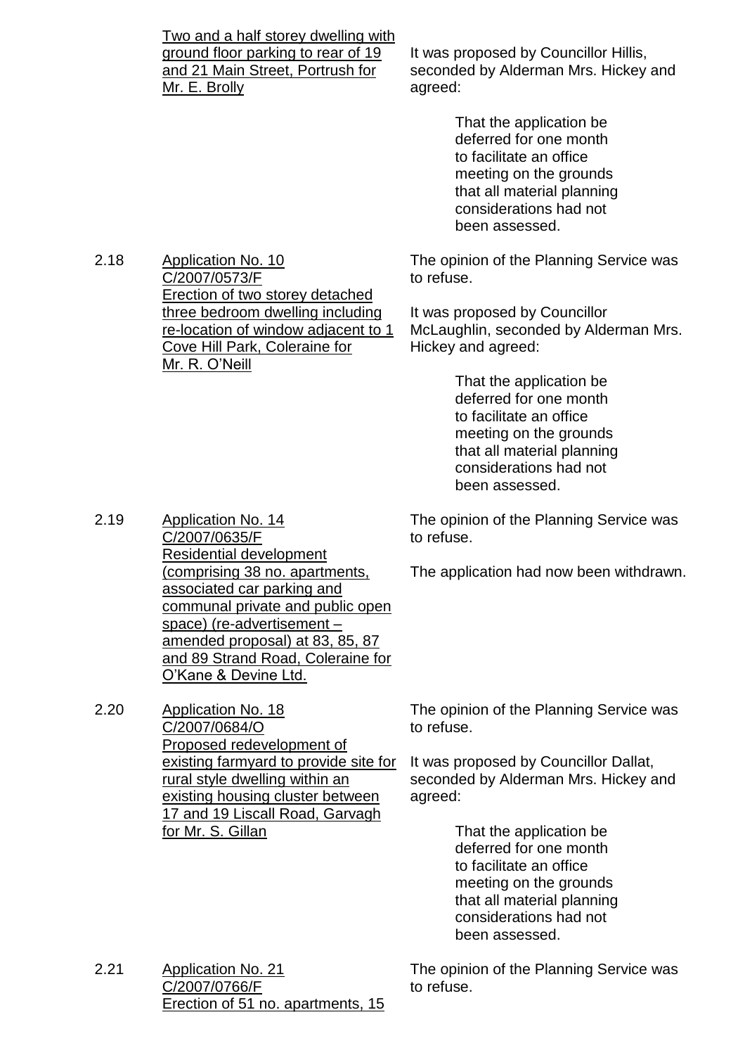Two and a half storey dwelling with ground floor parking to rear of 19 and 21 Main Street, Portrush for Mr. E. Brolly

It was proposed by Councillor Hillis, seconded by Alderman Mrs. Hickey and agreed:

> That the application be deferred for one month to facilitate an office meeting on the grounds that all material planning considerations had not been assessed.

2.18 Application No. 10
C/2007/0573/F
Erection of two storey detached three bedroom dwelling including re-location of window adjacent to 1 Cove Hill Park, Coleraine for Mr. R. O'Neill

The opinion of the Planning Service was to refuse.

It was proposed by Councillor McLaughlin, seconded by Alderman Mrs. Hickey and agreed:

> That the application be deferred for one month to facilitate an office meeting on the grounds that all material planning considerations had not been assessed.

2.19 Application No. 14
C/2007/0635/F
Residential development (comprising 38 no. apartments, associated car parking and communal private and public open space) (re-advertisement – amended proposal) at 83, 85, 87 and 89 Strand Road, Coleraine for O'Kane & Devine Ltd.

The opinion of the Planning Service was to refuse.

The application had now been withdrawn.

2.20 Application No. 18
C/2007/0684/O
Proposed redevelopment of existing farmyard to provide site for rural style dwelling within an existing housing cluster between 17 and 19 Liscall Road, Garvagh for Mr. S. Gillan

The opinion of the Planning Service was to refuse.

It was proposed by Councillor Dallat, seconded by Alderman Mrs. Hickey and agreed:

> That the application be deferred for one month to facilitate an office meeting on the grounds that all material planning considerations had not been assessed.

2.21 Application No. 21
C/2007/0766/F
Erection of 51 no. apartments, 15

The opinion of the Planning Service was to refuse.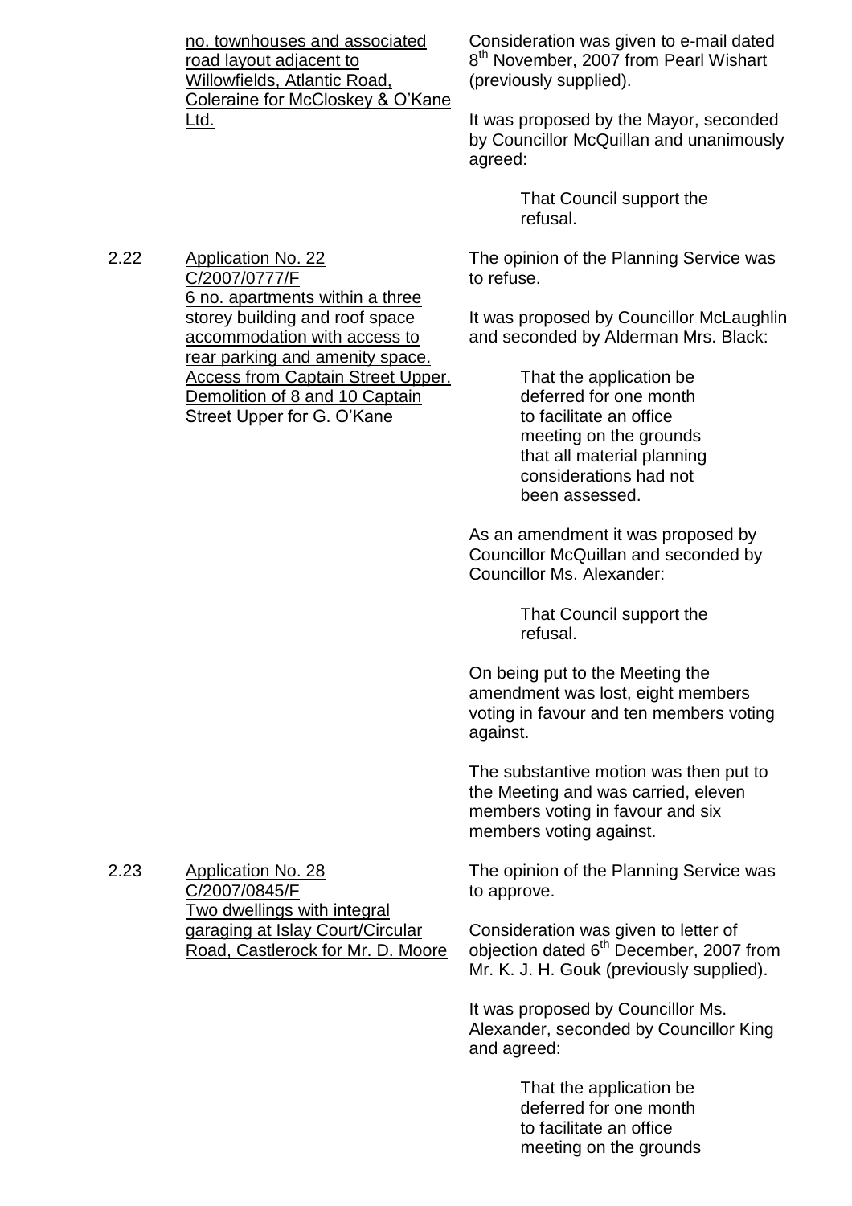no. townhouses and associated road layout adjacent to Willowfields, Atlantic Road, Coleraine for McCloskey & O'Kane Ltd.

Consideration was given to e-mail dated 8th November, 2007 from Pearl Wishart (previously supplied).

It was proposed by the Mayor, seconded by Councillor McQuillan and unanimously agreed:

> That Council support the refusal.

2.22 Application No. 22 C/2007/0777/F 6 no. apartments within a three storey building and roof space accommodation with access to rear parking and amenity space. Access from Captain Street Upper. Demolition of 8 and 10 Captain Street Upper for G. O'Kane

The opinion of the Planning Service was to refuse.

It was proposed by Councillor McLaughlin and seconded by Alderman Mrs. Black:

> That the application be deferred for one month to facilitate an office meeting on the grounds that all material planning considerations had not been assessed.

As an amendment it was proposed by Councillor McQuillan and seconded by Councillor Ms. Alexander:

> That Council support the refusal.

On being put to the Meeting the amendment was lost, eight members voting in favour and ten members voting against.

The substantive motion was then put to the Meeting and was carried, eleven members voting in favour and six members voting against.

2.23 Application No. 28 C/2007/0845/F Two dwellings with integral garaging at Islay Court/Circular Road, Castlerock for Mr. D. Moore

The opinion of the Planning Service was to approve.

Consideration was given to letter of objection dated 6th December, 2007 from Mr. K. J. H. Gouk (previously supplied).

It was proposed by Councillor Ms. Alexander, seconded by Councillor King and agreed:

> That the application be deferred for one month to facilitate an office meeting on the grounds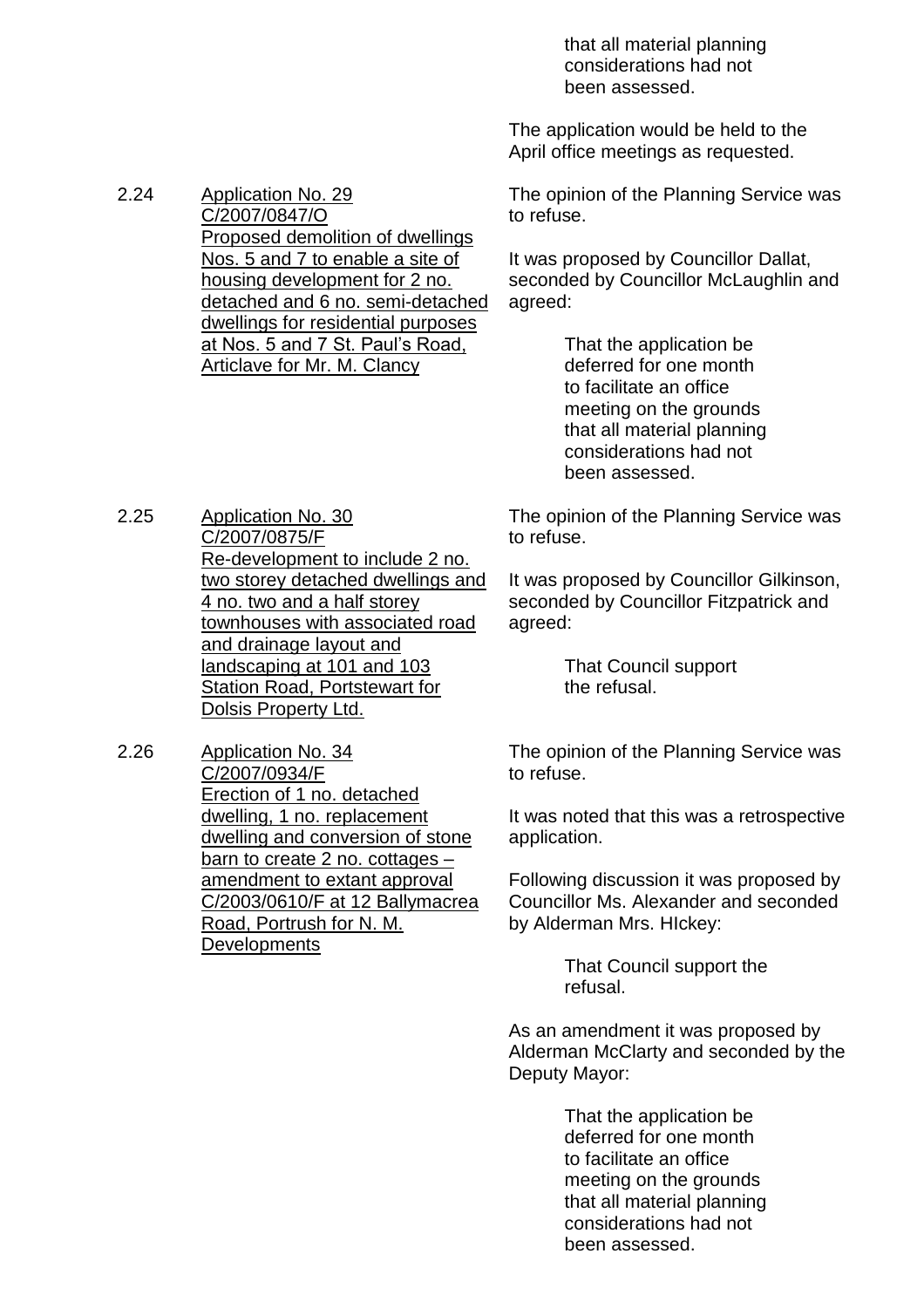that all material planning considerations had not been assessed.

The application would be held to the April office meetings as requested.

2.24 Application No. 29 C/2007/0847/O Proposed demolition of dwellings Nos. 5 and 7 to enable a site of housing development for 2 no. detached and 6 no. semi-detached dwellings for residential purposes at Nos. 5 and 7 St. Paul's Road, Articlave for Mr. M. Clancy

The opinion of the Planning Service was to refuse.

It was proposed by Councillor Dallat, seconded by Councillor McLaughlin and agreed:

> That the application be deferred for one month to facilitate an office meeting on the grounds that all material planning considerations had not been assessed.

2.25 Application No. 30 C/2007/0875/F Re-development to include 2 no. two storey detached dwellings and 4 no. two and a half storey townhouses with associated road and drainage layout and landscaping at 101 and 103 Station Road, Portstewart for Dolsis Property Ltd.

The opinion of the Planning Service was to refuse.

It was proposed by Councillor Gilkinson, seconded by Councillor Fitzpatrick and agreed:

> That Council support the refusal.

2.26 Application No. 34 C/2007/0934/F Erection of 1 no. detached dwelling, 1 no. replacement dwelling and conversion of stone barn to create 2 no. cottages – amendment to extant approval C/2003/0610/F at 12 Ballymacrea Road, Portrush for N. M. Developments

The opinion of the Planning Service was to refuse.

It was noted that this was a retrospective application.

Following discussion it was proposed by Councillor Ms. Alexander and seconded by Alderman Mrs. HIckey:

> That Council support the refusal.

As an amendment it was proposed by Alderman McClarty and seconded by the Deputy Mayor:

> That the application be deferred for one month to facilitate an office meeting on the grounds that all material planning considerations had not been assessed.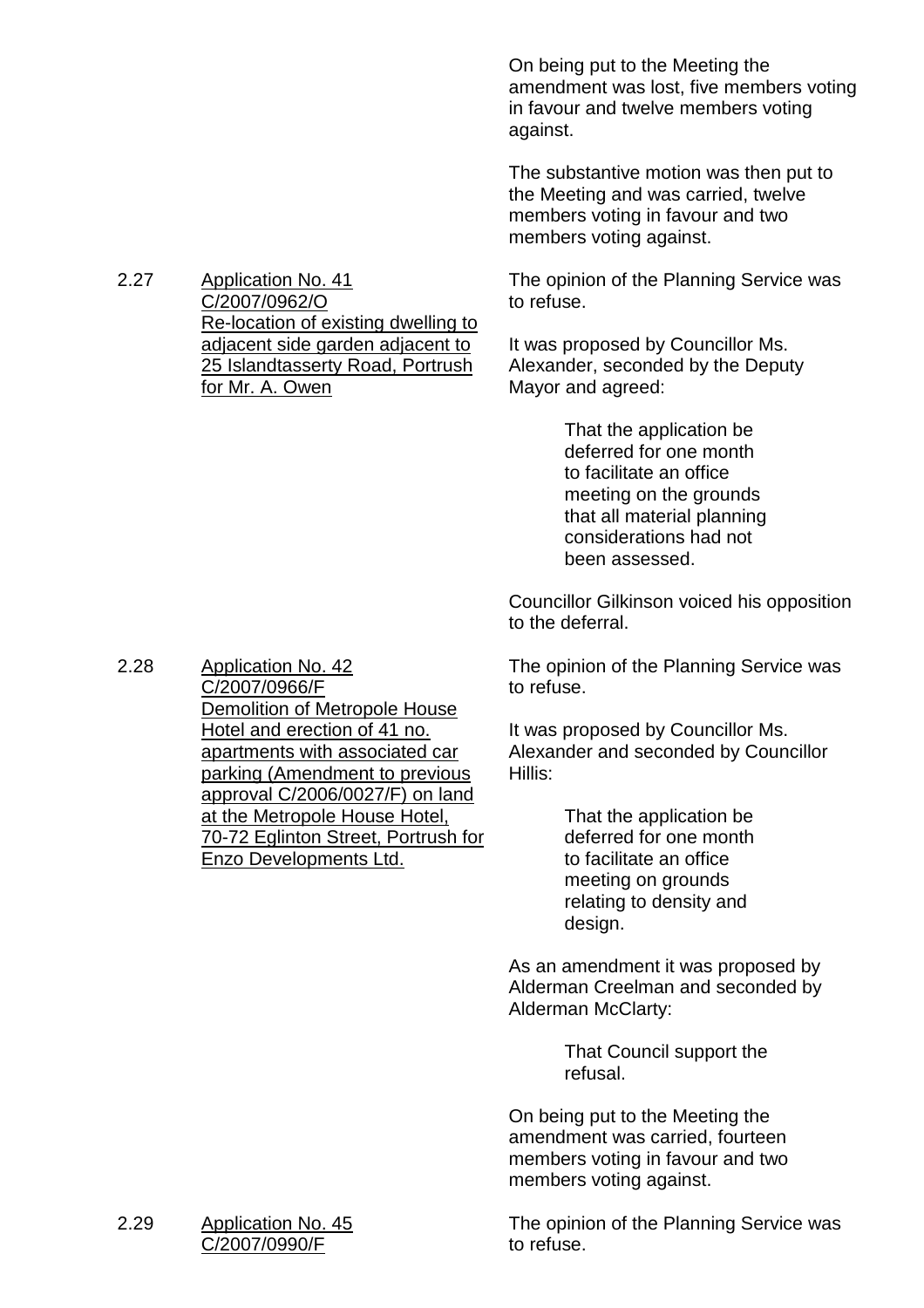On being put to the Meeting the amendment was lost, five members voting in favour and twelve members voting against.

The substantive motion was then put to the Meeting and was carried, twelve members voting in favour and two members voting against.

2.27 Application No. 41 C/2007/0962/O Re-location of existing dwelling to adjacent side garden adjacent to 25 Islandtasserty Road, Portrush for Mr. A. Owen

The opinion of the Planning Service was to refuse.

It was proposed by Councillor Ms. Alexander, seconded by the Deputy Mayor and agreed:

> That the application be deferred for one month to facilitate an office meeting on the grounds that all material planning considerations had not been assessed.

Councillor Gilkinson voiced his opposition to the deferral.

2.28 Application No. 42 C/2007/0966/F Demolition of Metropole House Hotel and erection of 41 no. apartments with associated car parking (Amendment to previous approval C/2006/0027/F) on land at the Metropole House Hotel, 70-72 Eglinton Street, Portrush for Enzo Developments Ltd.

The opinion of the Planning Service was to refuse.

It was proposed by Councillor Ms. Alexander and seconded by Councillor Hillis:

> That the application be deferred for one month to facilitate an office meeting on grounds relating to density and design.

As an amendment it was proposed by Alderman Creelman and seconded by Alderman McClarty:

> That Council support the refusal.

On being put to the Meeting the amendment was carried, fourteen members voting in favour and two members voting against.

2.29 Application No. 45 C/2007/0990/F

The opinion of the Planning Service was to refuse.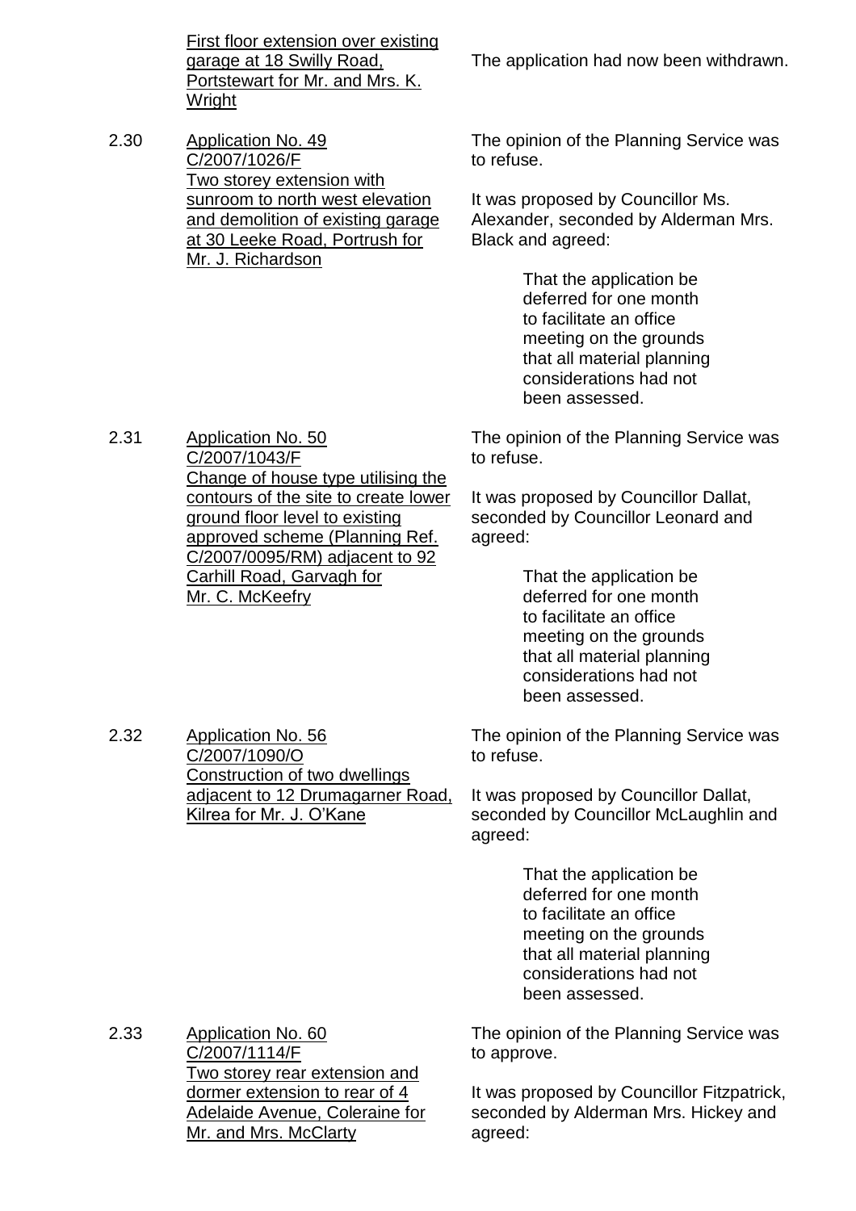First floor extension over existing garage at 18 Swilly Road, Portstewart for Mr. and Mrs. K. Wright

The application had now been withdrawn.

2.30 Application No. 49
C/2007/1026/F
Two storey extension with sunroom to north west elevation and demolition of existing garage at 30 Leeke Road, Portrush for Mr. J. Richardson

The opinion of the Planning Service was to refuse.

It was proposed by Councillor Ms. Alexander, seconded by Alderman Mrs. Black and agreed:

> That the application be deferred for one month to facilitate an office meeting on the grounds that all material planning considerations had not been assessed.

2.31 Application No. 50
C/2007/1043/F
Change of house type utilising the contours of the site to create lower ground floor level to existing approved scheme (Planning Ref. C/2007/0095/RM) adjacent to 92 Carhill Road, Garvagh for Mr. C. McKeefry

The opinion of the Planning Service was to refuse.

It was proposed by Councillor Dallat, seconded by Councillor Leonard and agreed:

> That the application be deferred for one month to facilitate an office meeting on the grounds that all material planning considerations had not been assessed.

2.32 Application No. 56
C/2007/1090/O
Construction of two dwellings adjacent to 12 Drumagarner Road, Kilrea for Mr. J. O'Kane

The opinion of the Planning Service was to refuse.

It was proposed by Councillor Dallat, seconded by Councillor McLaughlin and agreed:

> That the application be deferred for one month to facilitate an office meeting on the grounds that all material planning considerations had not been assessed.

2.33 Application No. 60
C/2007/1114/F
Two storey rear extension and dormer extension to rear of 4 Adelaide Avenue, Coleraine for Mr. and Mrs. McClarty

The opinion of the Planning Service was to approve.

It was proposed by Councillor Fitzpatrick, seconded by Alderman Mrs. Hickey and agreed: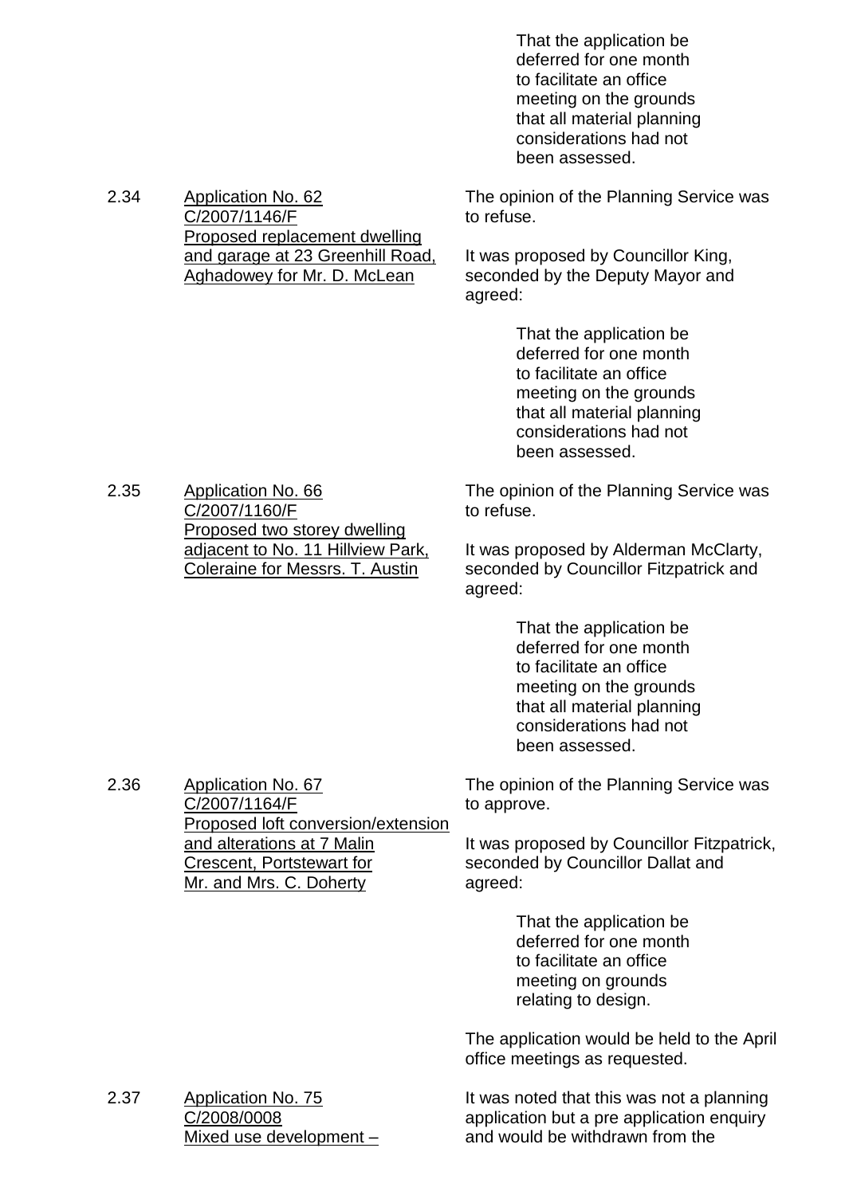That the application be deferred for one month to facilitate an office meeting on the grounds that all material planning considerations had not been assessed.

2.34 <u>Application No. 62 C/2007/1146/F Proposed replacement dwelling and garage at 23 Greenhill Road, Aghadowey for Mr. D. McLean</u>

The opinion of the Planning Service was to refuse.

It was proposed by Councillor King, seconded by the Deputy Mayor and agreed:

> That the application be deferred for one month to facilitate an office meeting on the grounds that all material planning considerations had not been assessed.

2.35 <u>Application No. 66 C/2007/1160/F Proposed two storey dwelling adjacent to No. 11 Hillview Park, Coleraine for Messrs. T. Austin</u>

The opinion of the Planning Service was to refuse.

It was proposed by Alderman McClarty, seconded by Councillor Fitzpatrick and agreed:

> That the application be deferred for one month to facilitate an office meeting on the grounds that all material planning considerations had not been assessed.

2.36 <u>Application No. 67 C/2007/1164/F Proposed loft conversion/extension and alterations at 7 Malin Crescent, Portstewart for Mr. and Mrs. C. Doherty</u>

The opinion of the Planning Service was to approve.

It was proposed by Councillor Fitzpatrick, seconded by Councillor Dallat and agreed:

> That the application be deferred for one month to facilitate an office meeting on grounds relating to design.

The application would be held to the April office meetings as requested.

2.37 <u>Application No. 75 C/2008/0008 Mixed use development –</u>

It was noted that this was not a planning application but a pre application enquiry and would be withdrawn from the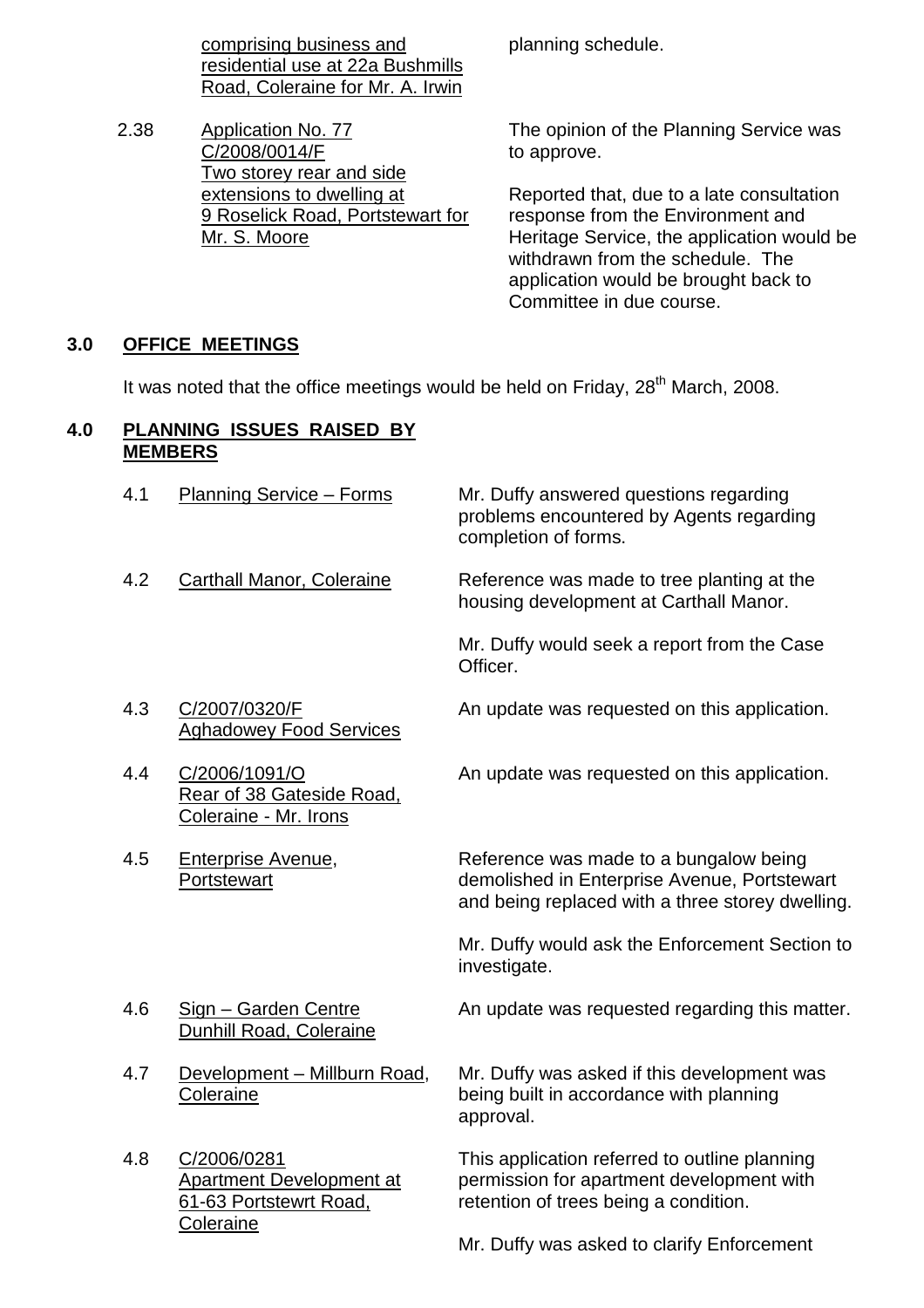| | | |
|---|---|---|
| | comprising business and residential use at 22a Bushmills Road, Coleraine for Mr. A. Irwin | planning schedule. |
| 2.38 | Application No. 77 C/2008/0014/F Two storey rear and side extensions to dwelling at 9 Roselick Road, Portstewart for Mr. S. Moore | The opinion of the Planning Service was to approve.<br><br>Reported that, due to a late consultation response from the Environment and Heritage Service, the application would be withdrawn from the schedule. The application would be brought back to Committee in due course. |

## 3.0 OFFICE MEETINGS

It was noted that the office meetings would be held on Friday, 28th March, 2008.

## 4.0 PLANNING ISSUES RAISED BY MEMBERS

| | | |
|---|---|---|
| 4.1 | Planning Service – Forms | Mr. Duffy answered questions regarding problems encountered by Agents regarding completion of forms. |
| 4.2 | Carthall Manor, Coleraine | Reference was made to tree planting at the housing development at Carthall Manor.<br><br>Mr. Duffy would seek a report from the Case Officer. |
| 4.3 | C/2007/0320/F Aghadowey Food Services | An update was requested on this application. |
| 4.4 | C/2006/1091/O Rear of 38 Gateside Road, Coleraine - Mr. Irons | An update was requested on this application. |
| 4.5 | Enterprise Avenue, Portstewart | Reference was made to a bungalow being demolished in Enterprise Avenue, Portstewart and being replaced with a three storey dwelling.<br><br>Mr. Duffy would ask the Enforcement Section to investigate. |
| 4.6 | Sign – Garden Centre Dunhill Road, Coleraine | An update was requested regarding this matter. |
| 4.7 | Development – Millburn Road, Coleraine | Mr. Duffy was asked if this development was being built in accordance with planning approval. |
| 4.8 | C/2006/0281 Apartment Development at 61-63 Portstewrt Road, Coleraine | This application referred to outline planning permission for apartment development with retention of trees being a condition.<br><br>Mr. Duffy was asked to clarify Enforcement |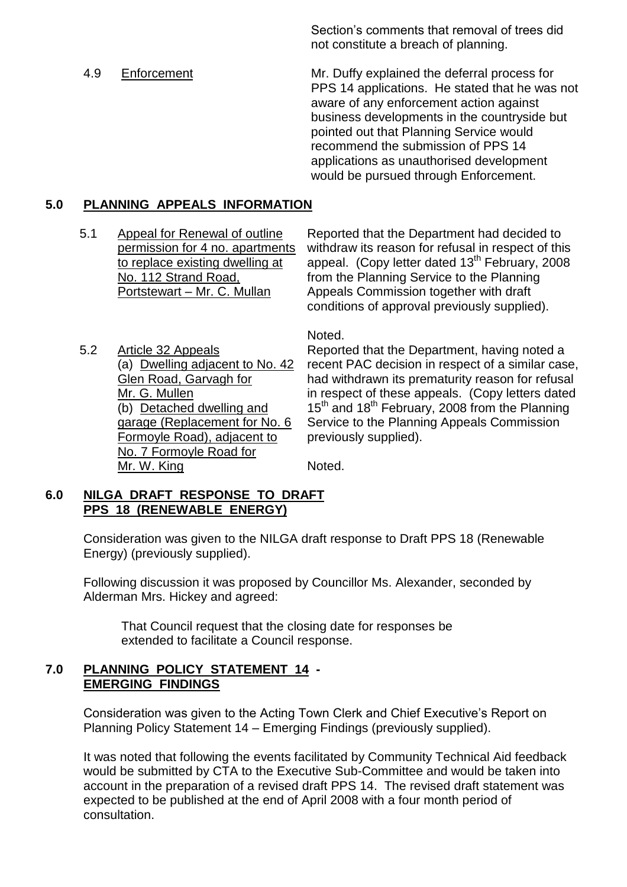Section's comments that removal of trees did not constitute a breach of planning.

4.9 Enforcement

Mr. Duffy explained the deferral process for PPS 14 applications. He stated that he was not aware of any enforcement action against business developments in the countryside but pointed out that Planning Service would recommend the submission of PPS 14 applications as unauthorised development would be pursued through Enforcement.

## 5.0 PLANNING APPEALS INFORMATION

5.1 Appeal for Renewal of outline permission for 4 no. apartments to replace existing dwelling at No. 112 Strand Road, Portstewart – Mr. C. Mullan

Reported that the Department had decided to withdraw its reason for refusal in respect of this appeal. (Copy letter dated 13th February, 2008 from the Planning Service to the Planning Appeals Commission together with draft conditions of approval previously supplied).

Noted.

5.2 Article 32 Appeals
(a) Dwelling adjacent to No. 42 Glen Road, Garvagh for Mr. G. Mullen
(b) Detached dwelling and garage (Replacement for No. 6 Formoyle Road), adjacent to No. 7 Formoyle Road for Mr. W. King

Reported that the Department, having noted a recent PAC decision in respect of a similar case, had withdrawn its prematurity reason for refusal in respect of these appeals. (Copy letters dated 15th and 18th February, 2008 from the Planning Service to the Planning Appeals Commission previously supplied).

Noted.

## 6.0 NILGA DRAFT RESPONSE TO DRAFT PPS 18 (RENEWABLE ENERGY)

Consideration was given to the NILGA draft response to Draft PPS 18 (Renewable Energy) (previously supplied).

Following discussion it was proposed by Councillor Ms. Alexander, seconded by Alderman Mrs. Hickey and agreed:

> That Council request that the closing date for responses be extended to facilitate a Council response.

## 7.0 PLANNING POLICY STATEMENT 14 - EMERGING FINDINGS

Consideration was given to the Acting Town Clerk and Chief Executive's Report on Planning Policy Statement 14 – Emerging Findings (previously supplied).

It was noted that following the events facilitated by Community Technical Aid feedback would be submitted by CTA to the Executive Sub-Committee and would be taken into account in the preparation of a revised draft PPS 14. The revised draft statement was expected to be published at the end of April 2008 with a four month period of consultation.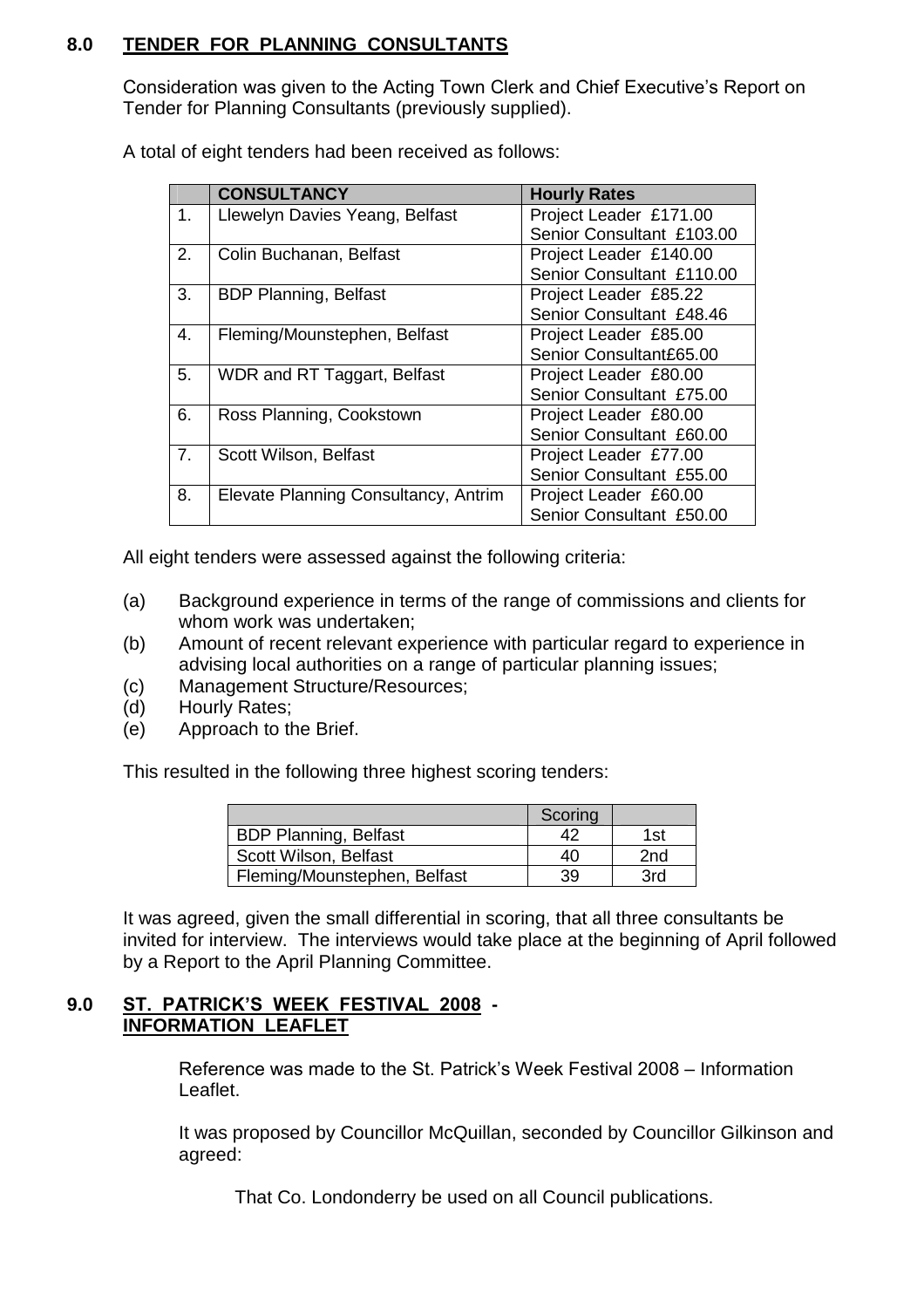## 8.0 TENDER FOR PLANNING CONSULTANTS

Consideration was given to the Acting Town Clerk and Chief Executive's Report on Tender for Planning Consultants (previously supplied).

A total of eight tenders had been received as follows:

| | CONSULTANCY | Hourly Rates |
|---|---|---|
| 1. | Llewelyn Davies Yeang, Belfast | Project Leader £171.00<br>Senior Consultant £103.00 |
| 2. | Colin Buchanan, Belfast | Project Leader £140.00<br>Senior Consultant £110.00 |
| 3. | BDP Planning, Belfast | Project Leader £85.22<br>Senior Consultant £48.46 |
| 4. | Fleming/Mounstephen, Belfast | Project Leader £85.00<br>Senior Consultant£65.00 |
| 5. | WDR and RT Taggart, Belfast | Project Leader £80.00<br>Senior Consultant £75.00 |
| 6. | Ross Planning, Cookstown | Project Leader £80.00<br>Senior Consultant £60.00 |
| 7. | Scott Wilson, Belfast | Project Leader £77.00<br>Senior Consultant £55.00 |
| 8. | Elevate Planning Consultancy, Antrim | Project Leader £60.00<br>Senior Consultant £50.00 |

All eight tenders were assessed against the following criteria:

(a) Background experience in terms of the range of commissions and clients for whom work was undertaken;
(b) Amount of recent relevant experience with particular regard to experience in advising local authorities on a range of particular planning issues;
(c) Management Structure/Resources;
(d) Hourly Rates;
(e) Approach to the Brief.

This resulted in the following three highest scoring tenders:

| | Scoring | |
|---|---|---|
| BDP Planning, Belfast | 42 | 1st |
| Scott Wilson, Belfast | 40 | 2nd |
| Fleming/Mounstephen, Belfast | 39 | 3rd |

It was agreed, given the small differential in scoring, that all three consultants be invited for interview. The interviews would take place at the beginning of April followed by a Report to the April Planning Committee.

## 9.0 ST. PATRICK'S WEEK FESTIVAL 2008 - INFORMATION LEAFLET

Reference was made to the St. Patrick's Week Festival 2008 – Information Leaflet.

It was proposed by Councillor McQuillan, seconded by Councillor Gilkinson and agreed:

That Co. Londonderry be used on all Council publications.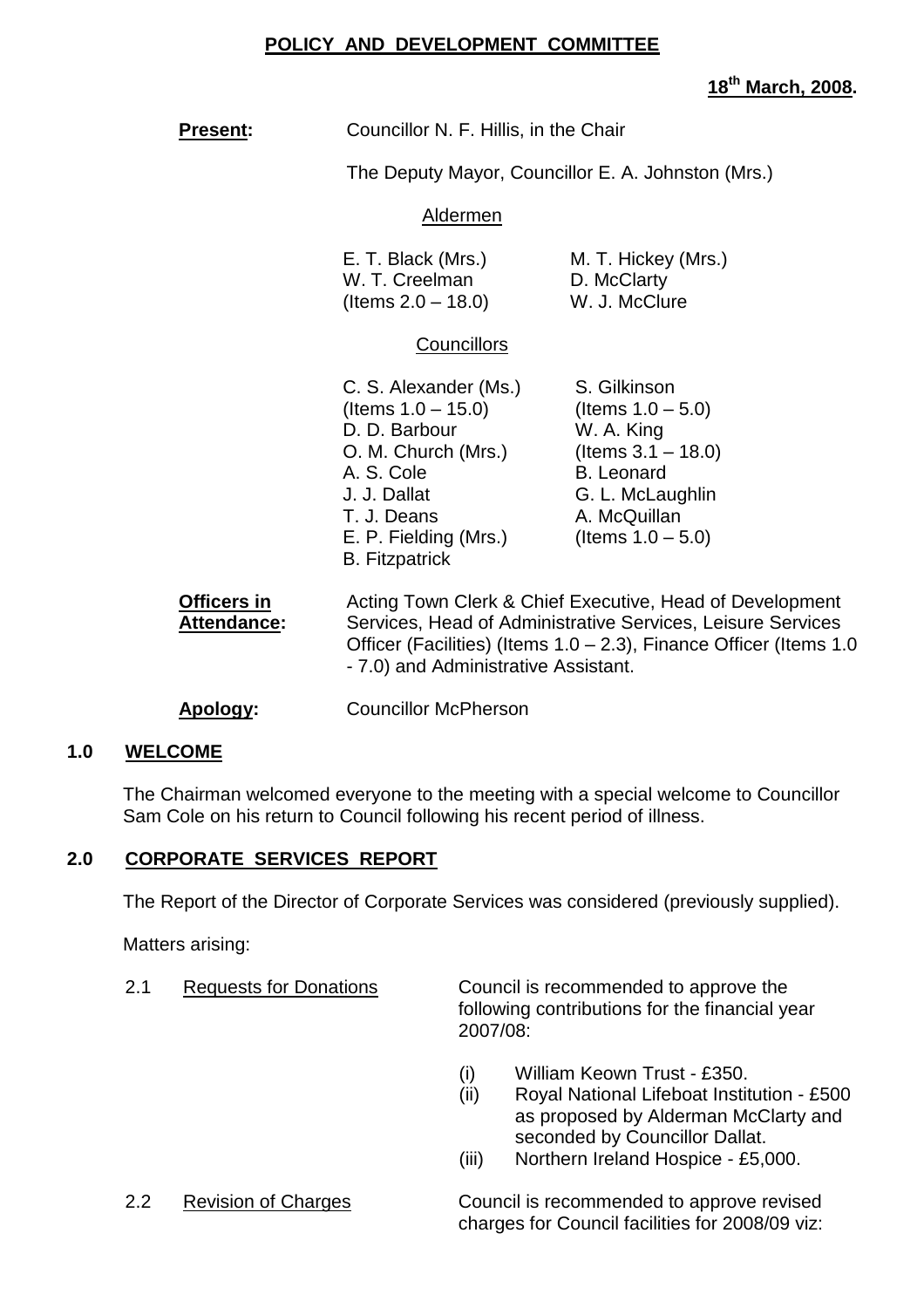**POLICY AND DEVELOPMENT COMMITTEE**

**18th March, 2008.**

**Present:** Councillor N. F. Hillis, in the Chair

The Deputy Mayor, Councillor E. A. Johnston (Mrs.)

Aldermen

E. T. Black (Mrs.)
W. T. Creelman (Items 2.0 – 18.0)
M. T. Hickey (Mrs.)
D. McClarty
W. J. McClure

Councillors

C. S. Alexander (Ms.) (Items 1.0 – 15.0)
D. D. Barbour
O. M. Church (Mrs.)
A. S. Cole
J. J. Dallat
T. J. Deans
E. P. Fielding (Mrs.)
B. Fitzpatrick
S. Gilkinson (Items 1.0 – 5.0)
W. A. King (Items 3.1 – 18.0)
B. Leonard
G. L. McLaughlin
A. McQuillan (Items 1.0 – 5.0)

**Officers in Attendance:** Acting Town Clerk & Chief Executive, Head of Development Services, Head of Administrative Services, Leisure Services Officer (Facilities) (Items 1.0 – 2.3), Finance Officer (Items 1.0 - 7.0) and Administrative Assistant.

**Apology:** Councillor McPherson

## 1.0 WELCOME

The Chairman welcomed everyone to the meeting with a special welcome to Councillor Sam Cole on his return to Council following his recent period of illness.

## 2.0 CORPORATE SERVICES REPORT

The Report of the Director of Corporate Services was considered (previously supplied).

Matters arising:

2.1 Requests for Donations

Council is recommended to approve the following contributions for the financial year 2007/08:

(i) William Keown Trust - £350.
(ii) Royal National Lifeboat Institution - £500 as proposed by Alderman McClarty and seconded by Councillor Dallat.
(iii) Northern Ireland Hospice - £5,000.

2.2 Revision of Charges

Council is recommended to approve revised charges for Council facilities for 2008/09 viz: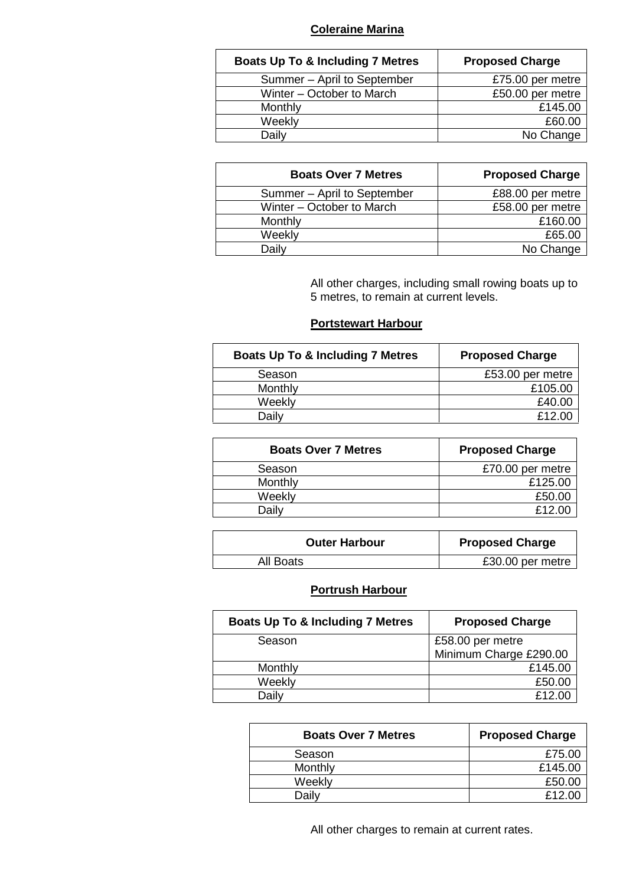## Coleraine Marina

| Boats Up To & Including 7 Metres | Proposed Charge |
|---|---|
| Summer – April to September | £75.00 per metre |
| Winter – October to March | £50.00 per metre |
| Monthly | £145.00 |
| Weekly | £60.00 |
| Daily | No Change |

| Boats Over 7 Metres | Proposed Charge |
|---|---|
| Summer – April to September | £88.00 per metre |
| Winter – October to March | £58.00 per metre |
| Monthly | £160.00 |
| Weekly | £65.00 |
| Daily | No Change |

All other charges, including small rowing boats up to 5 metres, to remain at current levels.

## Portstewart Harbour

| Boats Up To & Including 7 Metres | Proposed Charge |
|---|---|
| Season | £53.00 per metre |
| Monthly | £105.00 |
| Weekly | £40.00 |
| Daily | £12.00 |

| Boats Over 7 Metres | Proposed Charge |
|---|---|
| Season | £70.00 per metre |
| Monthly | £125.00 |
| Weekly | £50.00 |
| Daily | £12.00 |

| Outer Harbour | Proposed Charge |
|---|---|
| All Boats | £30.00 per metre |

## Portrush Harbour

| Boats Up To & Including 7 Metres | Proposed Charge |
|---|---|
| Season | £58.00 per metre<br>Minimum Charge £290.00 |
| Monthly | £145.00 |
| Weekly | £50.00 |
| Daily | £12.00 |

| Boats Over 7 Metres | Proposed Charge |
|---|---|
| Season | £75.00 |
| Monthly | £145.00 |
| Weekly | £50.00 |
| Daily | £12.00 |

All other charges to remain at current rates.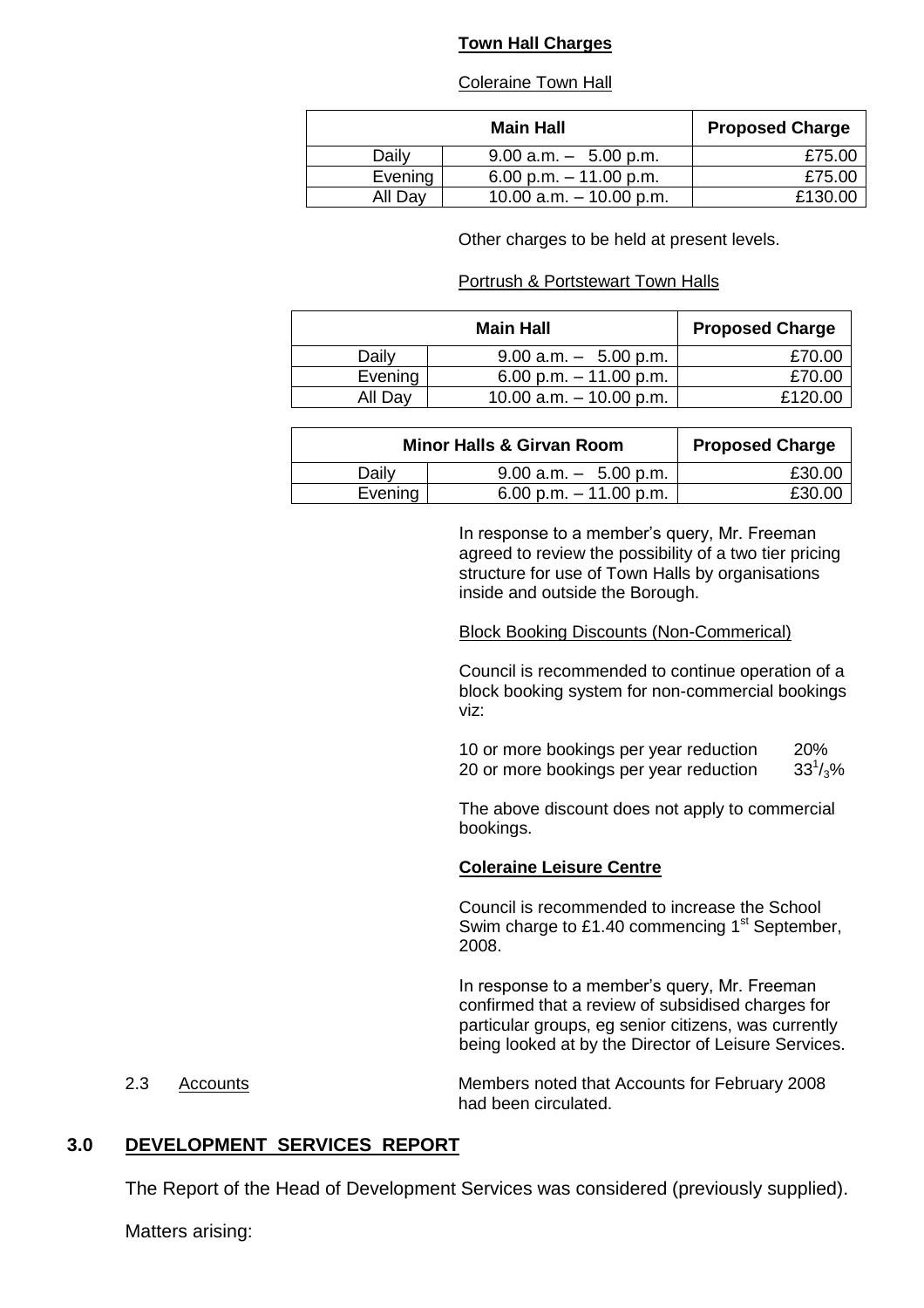**Town Hall Charges**

Coleraine Town Hall

| Main Hall | | Proposed Charge |
|---|---|---|
| Daily | 9.00 a.m. – 5.00 p.m. | £75.00 |
| Evening | 6.00 p.m. – 11.00 p.m. | £75.00 |
| All Day | 10.00 a.m. – 10.00 p.m. | £130.00 |

Other charges to be held at present levels.

Portrush & Portstewart Town Halls

| Main Hall | | Proposed Charge |
|---|---|---|
| Daily | 9.00 a.m. – 5.00 p.m. | £70.00 |
| Evening | 6.00 p.m. – 11.00 p.m. | £70.00 |
| All Day | 10.00 a.m. – 10.00 p.m. | £120.00 |

| Minor Halls & Girvan Room | | Proposed Charge |
|---|---|---|
| Daily | 9.00 a.m. – 5.00 p.m. | £30.00 |
| Evening | 6.00 p.m. – 11.00 p.m. | £30.00 |

In response to a member's query, Mr. Freeman agreed to review the possibility of a two tier pricing structure for use of Town Halls by organisations inside and outside the Borough.

Block Booking Discounts (Non-Commerical)

Council is recommended to continue operation of a block booking system for non-commercial bookings viz:

10 or more bookings per year reduction 20%
20 or more bookings per year reduction $33^{1}/_{3}\%$

The above discount does not apply to commercial bookings.

**Coleraine Leisure Centre**

Council is recommended to increase the School Swim charge to £1.40 commencing 1st September, 2008.

In response to a member's query, Mr. Freeman confirmed that a review of subsidised charges for particular groups, eg senior citizens, was currently being looked at by the Director of Leisure Services.

2.3 Accounts

Members noted that Accounts for February 2008 had been circulated.

## 3.0 DEVELOPMENT SERVICES REPORT

The Report of the Head of Development Services was considered (previously supplied).

Matters arising: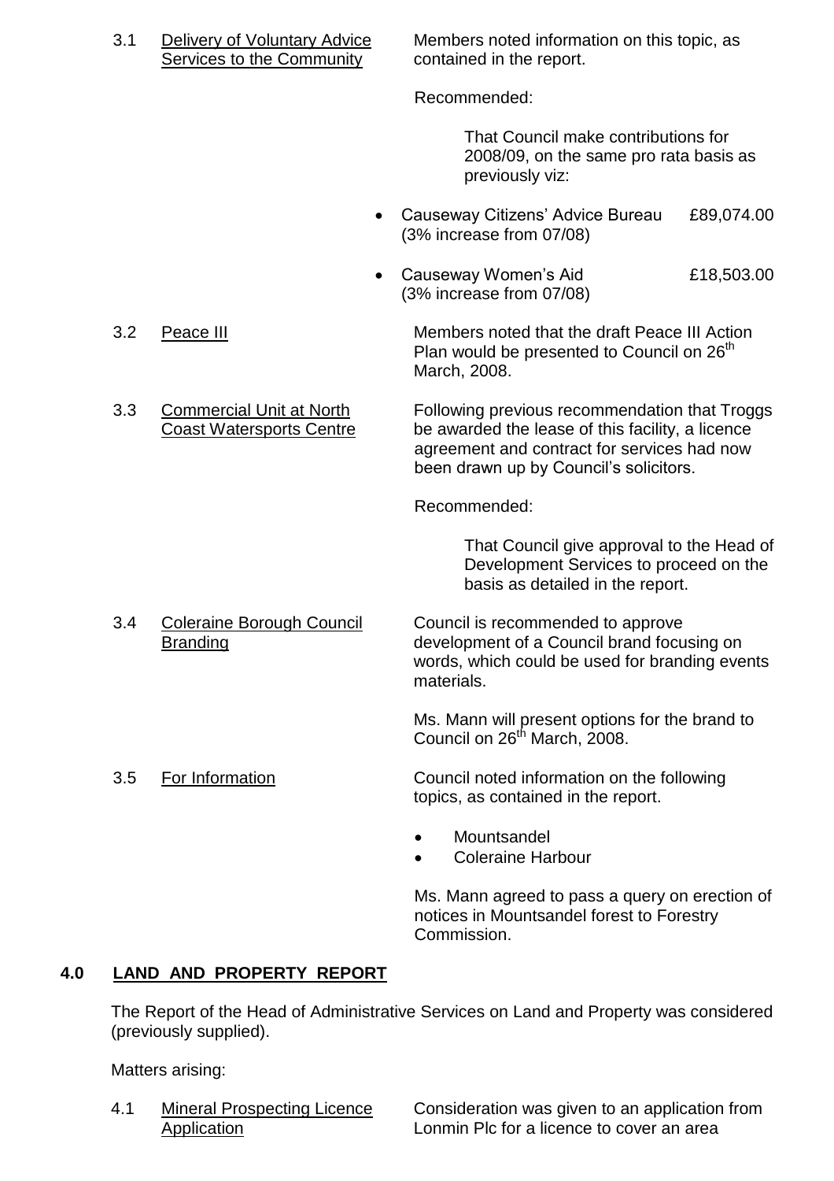3.1 Delivery of Voluntary Advice Services to the Community

Members noted information on this topic, as contained in the report.

Recommended:

> That Council make contributions for 2008/09, on the same pro rata basis as previously viz:

- Causeway Citizens' Advice Bureau £89,074.00 (3% increase from 07/08)
- Causeway Women's Aid £18,503.00 (3% increase from 07/08)

3.2 Peace III

Members noted that the draft Peace III Action Plan would be presented to Council on 26th March, 2008.

3.3 Commercial Unit at North Coast Watersports Centre

Following previous recommendation that Troggs be awarded the lease of this facility, a licence agreement and contract for services had now been drawn up by Council's solicitors.

Recommended:

> That Council give approval to the Head of Development Services to proceed on the basis as detailed in the report.

3.4 Coleraine Borough Council Branding

Council is recommended to approve development of a Council brand focusing on words, which could be used for branding events materials.

Ms. Mann will present options for the brand to Council on 26th March, 2008.

3.5 For Information

Council noted information on the following topics, as contained in the report.

- Mountsandel
- Coleraine Harbour

Ms. Mann agreed to pass a query on erection of notices in Mountsandel forest to Forestry Commission.

## 4.0 LAND AND PROPERTY REPORT

The Report of the Head of Administrative Services on Land and Property was considered (previously supplied).

Matters arising:

4.1 Mineral Prospecting Licence Application

Consideration was given to an application from Lonmin Plc for a licence to cover an area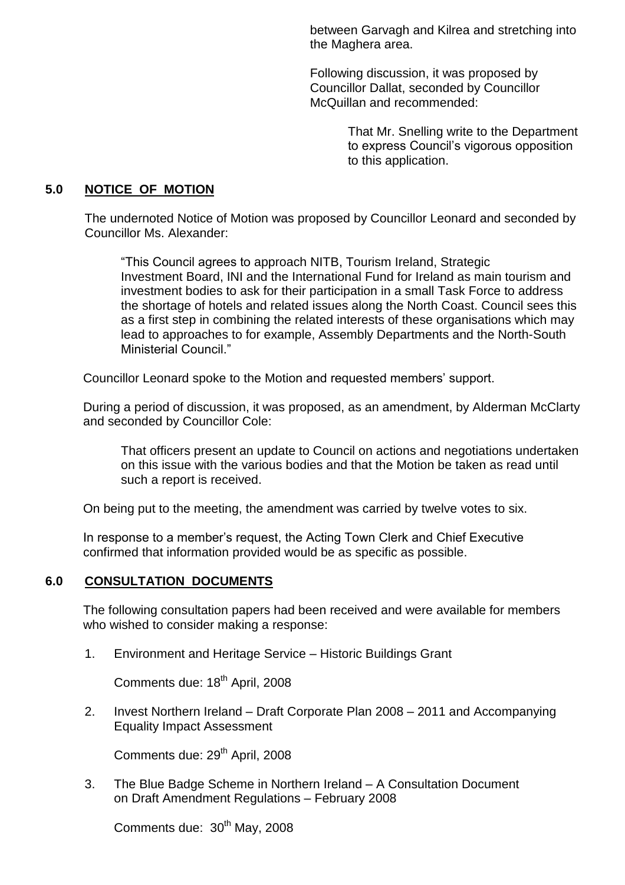between Garvagh and Kilrea and stretching into the Maghera area.

Following discussion, it was proposed by Councillor Dallat, seconded by Councillor McQuillan and recommended:

> That Mr. Snelling write to the Department to express Council's vigorous opposition to this application.

## 5.0 NOTICE OF MOTION

The undernoted Notice of Motion was proposed by Councillor Leonard and seconded by Councillor Ms. Alexander:

> "This Council agrees to approach NITB, Tourism Ireland, Strategic Investment Board, INI and the International Fund for Ireland as main tourism and investment bodies to ask for their participation in a small Task Force to address the shortage of hotels and related issues along the North Coast. Council sees this as a first step in combining the related interests of these organisations which may lead to approaches to for example, Assembly Departments and the North-South Ministerial Council."

Councillor Leonard spoke to the Motion and requested members' support.

During a period of discussion, it was proposed, as an amendment, by Alderman McClarty and seconded by Councillor Cole:

> That officers present an update to Council on actions and negotiations undertaken on this issue with the various bodies and that the Motion be taken as read until such a report is received.

On being put to the meeting, the amendment was carried by twelve votes to six.

In response to a member's request, the Acting Town Clerk and Chief Executive confirmed that information provided would be as specific as possible.

## 6.0 CONSULTATION DOCUMENTS

The following consultation papers had been received and were available for members who wished to consider making a response:

1. Environment and Heritage Service – Historic Buildings Grant

   Comments due: 18th April, 2008

2. Invest Northern Ireland – Draft Corporate Plan 2008 – 2011 and Accompanying Equality Impact Assessment

   Comments due: 29th April, 2008

3. The Blue Badge Scheme in Northern Ireland – A Consultation Document on Draft Amendment Regulations – February 2008

   Comments due: 30th May, 2008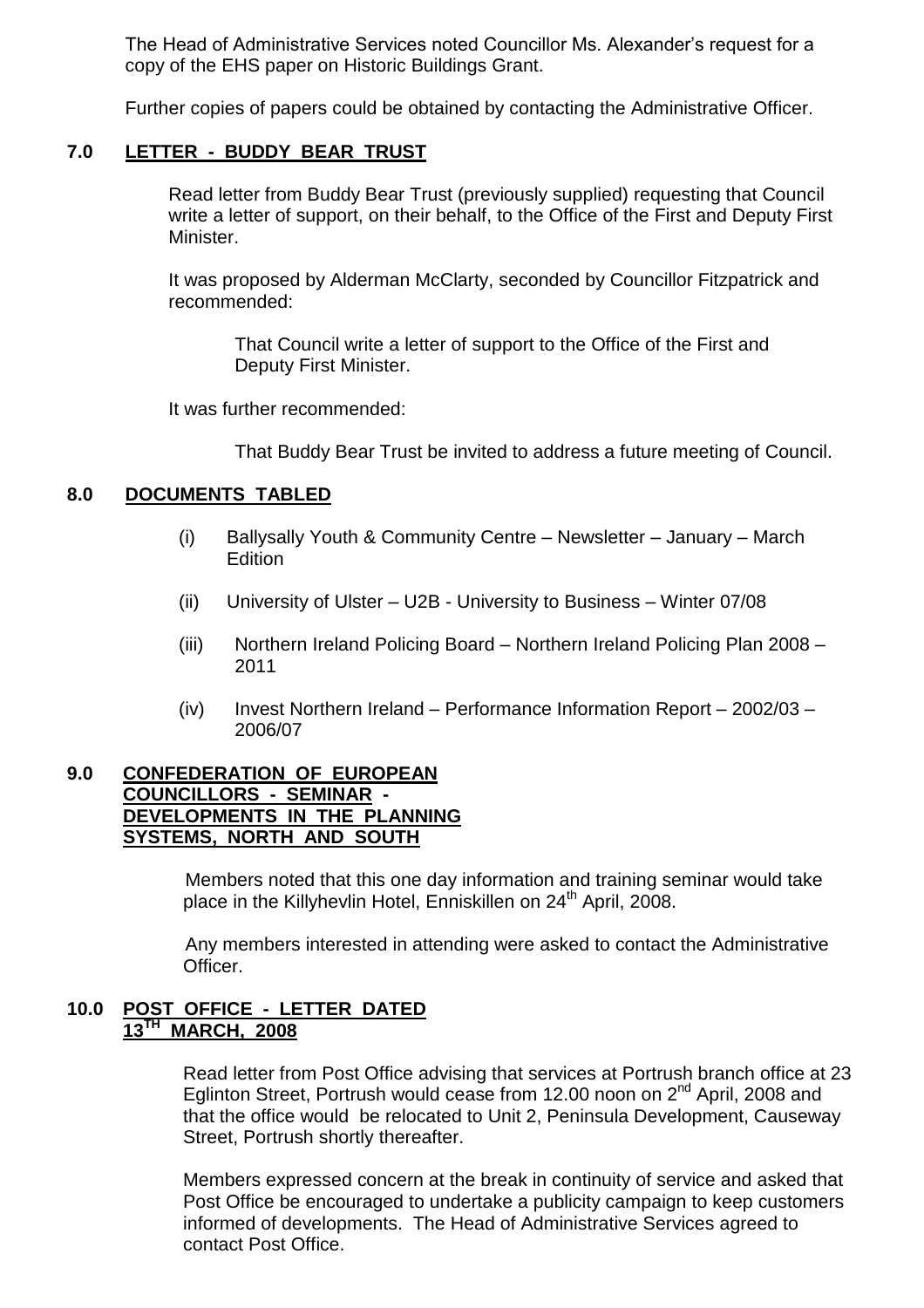The Head of Administrative Services noted Councillor Ms. Alexander's request for a copy of the EHS paper on Historic Buildings Grant.

Further copies of papers could be obtained by contacting the Administrative Officer.

## 7.0 LETTER - BUDDY BEAR TRUST

Read letter from Buddy Bear Trust (previously supplied) requesting that Council write a letter of support, on their behalf, to the Office of the First and Deputy First Minister.

It was proposed by Alderman McClarty, seconded by Councillor Fitzpatrick and recommended:

> That Council write a letter of support to the Office of the First and Deputy First Minister.

It was further recommended:

> That Buddy Bear Trust be invited to address a future meeting of Council.

## 8.0 DOCUMENTS TABLED

(i) Ballysally Youth & Community Centre – Newsletter – January – March Edition

(ii) University of Ulster – U2B - University to Business – Winter 07/08

(iii) Northern Ireland Policing Board – Northern Ireland Policing Plan 2008 – 2011

(iv) Invest Northern Ireland – Performance Information Report – 2002/03 – 2006/07

## 9.0 CONFEDERATION OF EUROPEAN COUNCILLORS - SEMINAR - DEVELOPMENTS IN THE PLANNING SYSTEMS, NORTH AND SOUTH

Members noted that this one day information and training seminar would take place in the Killyhevlin Hotel, Enniskillen on 24th April, 2008.

Any members interested in attending were asked to contact the Administrative Officer.

## 10.0 POST OFFICE - LETTER DATED 13TH MARCH, 2008

Read letter from Post Office advising that services at Portrush branch office at 23 Eglinton Street, Portrush would cease from 12.00 noon on 2nd April, 2008 and that the office would be relocated to Unit 2, Peninsula Development, Causeway Street, Portrush shortly thereafter.

Members expressed concern at the break in continuity of service and asked that Post Office be encouraged to undertake a publicity campaign to keep customers informed of developments. The Head of Administrative Services agreed to contact Post Office.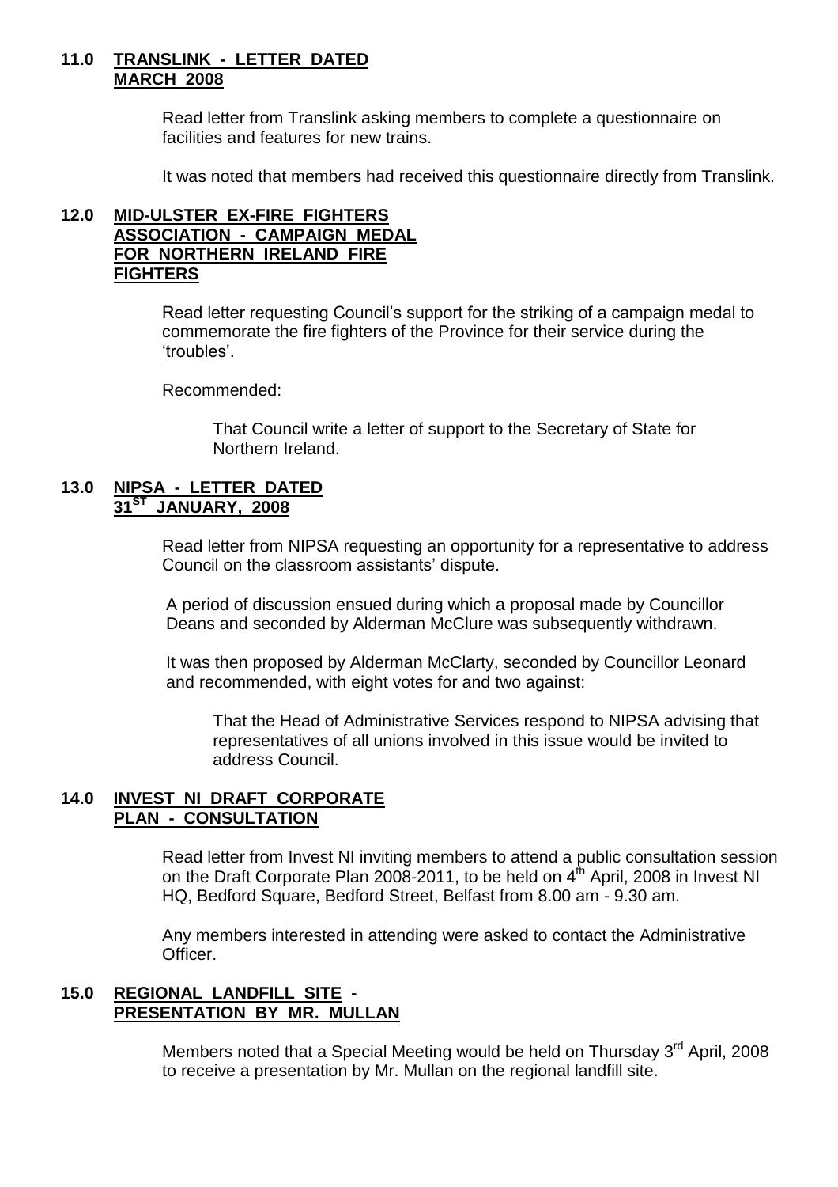**11.0 TRANSLINK - LETTER DATED MARCH 2008**

Read letter from Translink asking members to complete a questionnaire on facilities and features for new trains.

It was noted that members had received this questionnaire directly from Translink.

**12.0 MID-ULSTER EX-FIRE FIGHTERS ASSOCIATION - CAMPAIGN MEDAL FOR NORTHERN IRELAND FIRE FIGHTERS**

Read letter requesting Council's support for the striking of a campaign medal to commemorate the fire fighters of the Province for their service during the 'troubles'.

Recommended:

> That Council write a letter of support to the Secretary of State for Northern Ireland.

**13.0 NIPSA - LETTER DATED 31ST JANUARY, 2008**

Read letter from NIPSA requesting an opportunity for a representative to address Council on the classroom assistants' dispute.

A period of discussion ensued during which a proposal made by Councillor Deans and seconded by Alderman McClure was subsequently withdrawn.

It was then proposed by Alderman McClarty, seconded by Councillor Leonard and recommended, with eight votes for and two against:

> That the Head of Administrative Services respond to NIPSA advising that representatives of all unions involved in this issue would be invited to address Council.

**14.0 INVEST NI DRAFT CORPORATE PLAN - CONSULTATION**

Read letter from Invest NI inviting members to attend a public consultation session on the Draft Corporate Plan 2008-2011, to be held on 4th April, 2008 in Invest NI HQ, Bedford Square, Bedford Street, Belfast from 8.00 am - 9.30 am.

Any members interested in attending were asked to contact the Administrative Officer.

**15.0 REGIONAL LANDFILL SITE - PRESENTATION BY MR. MULLAN**

Members noted that a Special Meeting would be held on Thursday 3rd April, 2008 to receive a presentation by Mr. Mullan on the regional landfill site.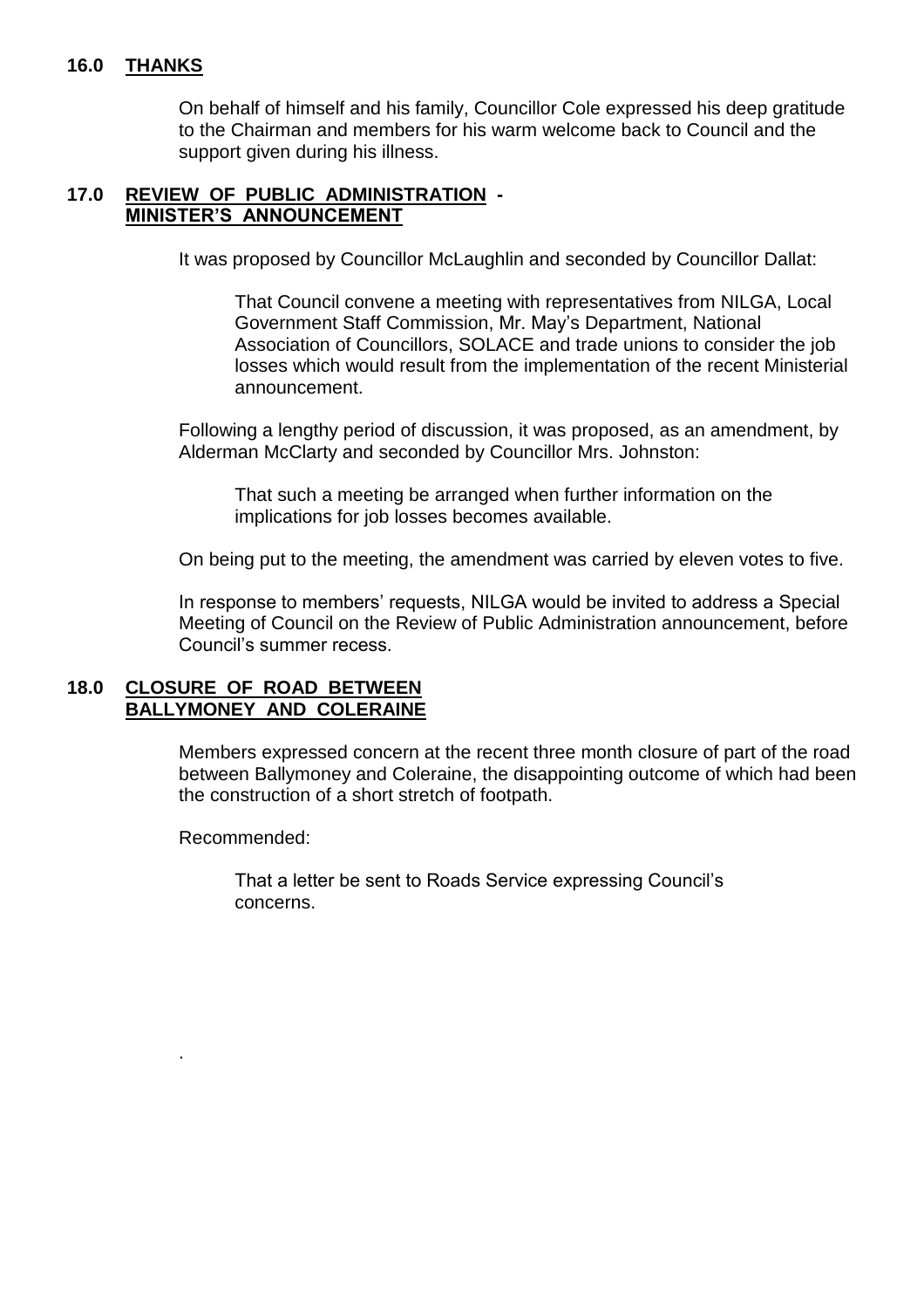## 16.0 THANKS

On behalf of himself and his family, Councillor Cole expressed his deep gratitude to the Chairman and members for his warm welcome back to Council and the support given during his illness.

## 17.0 REVIEW OF PUBLIC ADMINISTRATION - MINISTER'S ANNOUNCEMENT

It was proposed by Councillor McLaughlin and seconded by Councillor Dallat:

> That Council convene a meeting with representatives from NILGA, Local Government Staff Commission, Mr. May's Department, National Association of Councillors, SOLACE and trade unions to consider the job losses which would result from the implementation of the recent Ministerial announcement.

Following a lengthy period of discussion, it was proposed, as an amendment, by Alderman McClarty and seconded by Councillor Mrs. Johnston:

> That such a meeting be arranged when further information on the implications for job losses becomes available.

On being put to the meeting, the amendment was carried by eleven votes to five.

In response to members' requests, NILGA would be invited to address a Special Meeting of Council on the Review of Public Administration announcement, before Council's summer recess.

## 18.0 CLOSURE OF ROAD BETWEEN BALLYMONEY AND COLERAINE

Members expressed concern at the recent three month closure of part of the road between Ballymoney and Coleraine, the disappointing outcome of which had been the construction of a short stretch of footpath.

Recommended:

> That a letter be sent to Roads Service expressing Council's concerns.